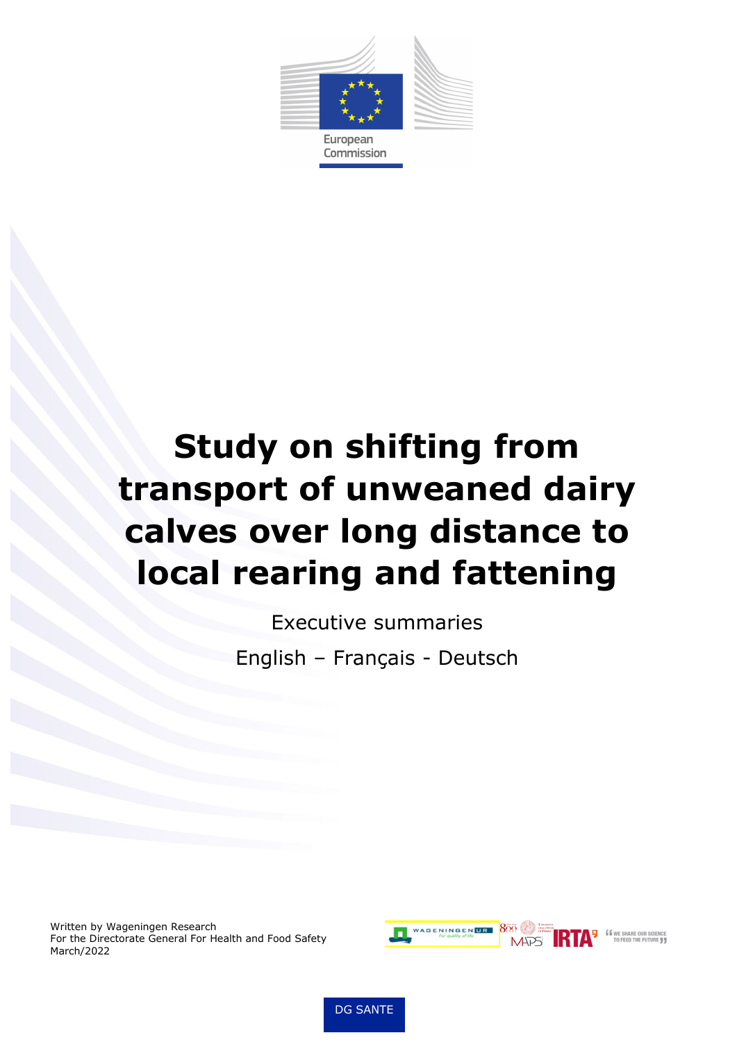European Commission

# Study on shifting from transport of unweaned dairy calves over long distance to local rearing and fattening

Executive summaries

English – Français - Deutsch

Written by Wageningen Research
For the Directorate General For Health and Food Safety
March/2022

DG SANTE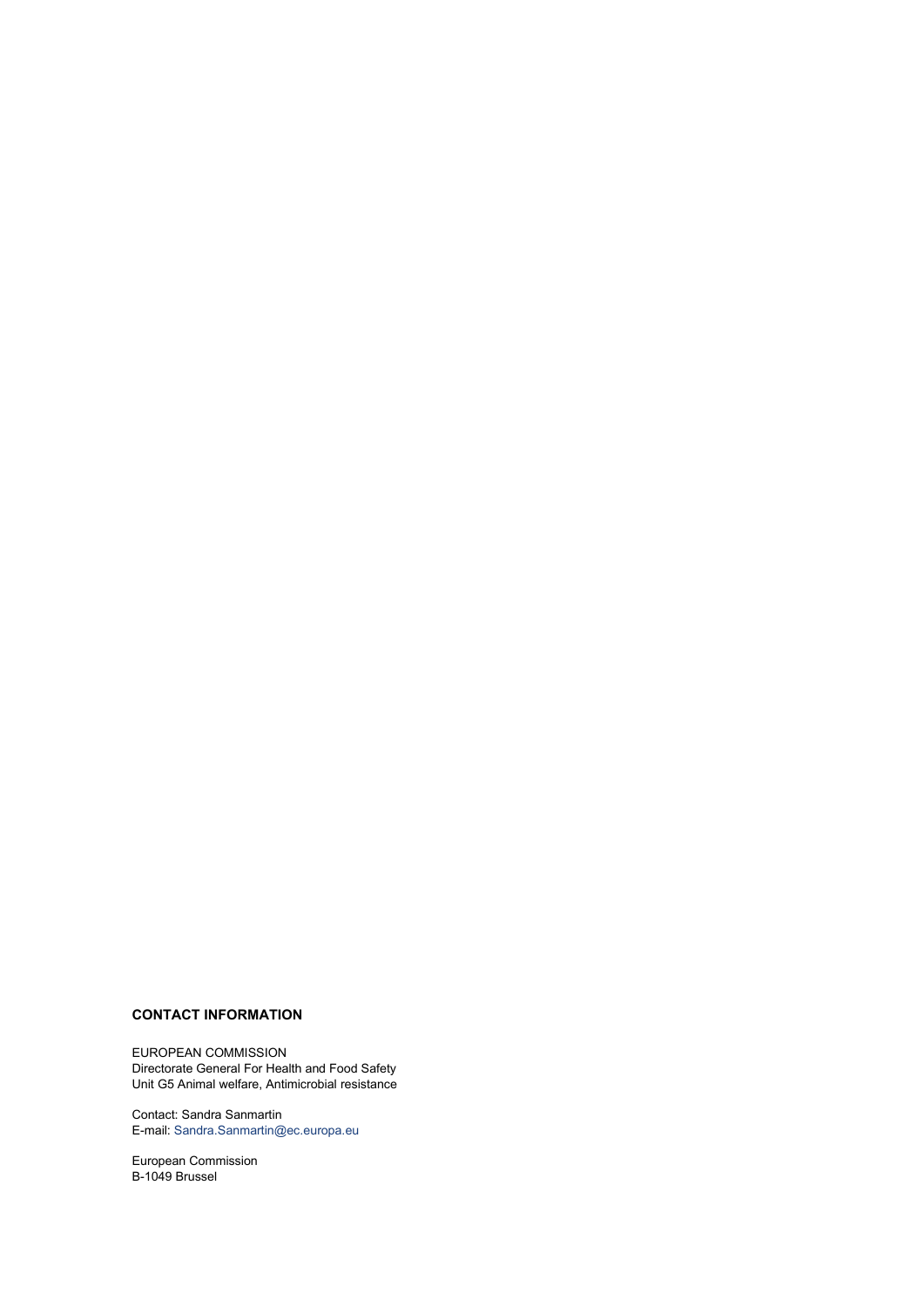**CONTACT INFORMATION**

EUROPEAN COMMISSION
Directorate General For Health and Food Safety
Unit G5 Animal welfare, Antimicrobial resistance

Contact: Sandra Sanmartin
E-mail: Sandra.Sanmartin@ec.europa.eu

European Commission
B-1049 Brussel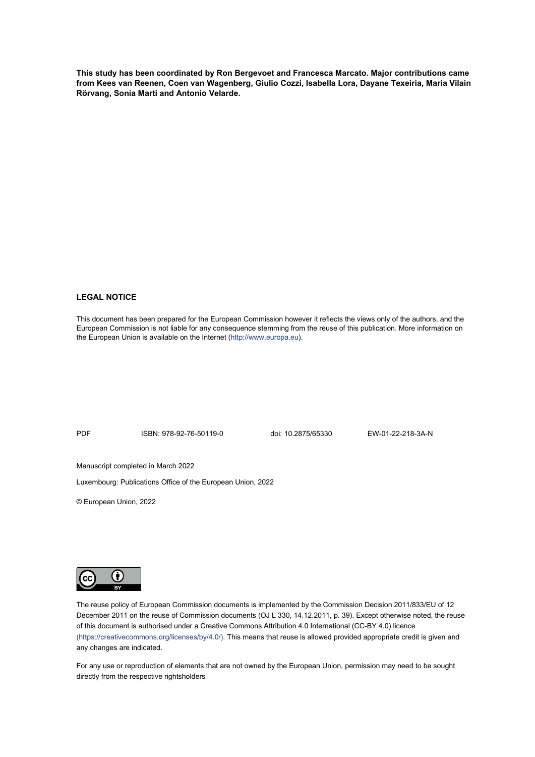**This study has been coordinated by Ron Bergevoet and Francesca Marcato. Major contributions came from Kees van Reenen, Coen van Wagenberg, Giulio Cozzi, Isabella Lora, Dayane Texeiria, Maria Vilain Rörvang, Sonia Marti and Antonio Velarde.**

**LEGAL NOTICE**

This document has been prepared for the European Commission however it reflects the views only of the authors, and the European Commission is not liable for any consequence stemming from the reuse of this publication. More information on the European Union is available on the Internet (http://www.europa.eu).

| PDF | ISBN: 978-92-76-50119-0 | doi: 10.2875/65330 | EW-01-22-218-3A-N |
|---|---|---|---|

Manuscript completed in March 2022

Luxembourg: Publications Office of the European Union, 2022

© European Union, 2022

The reuse policy of European Commission documents is implemented by the Commission Decision 2011/833/EU of 12 December 2011 on the reuse of Commission documents (OJ L 330, 14.12.2011, p. 39). Except otherwise noted, the reuse of this document is authorised under a Creative Commons Attribution 4.0 International (CC-BY 4.0) licence (https://creativecommons.org/licenses/by/4.0/). This means that reuse is allowed provided appropriate credit is given and any changes are indicated.

For any use or reproduction of elements that are not owned by the European Union, permission may need to be sought directly from the respective rightsholders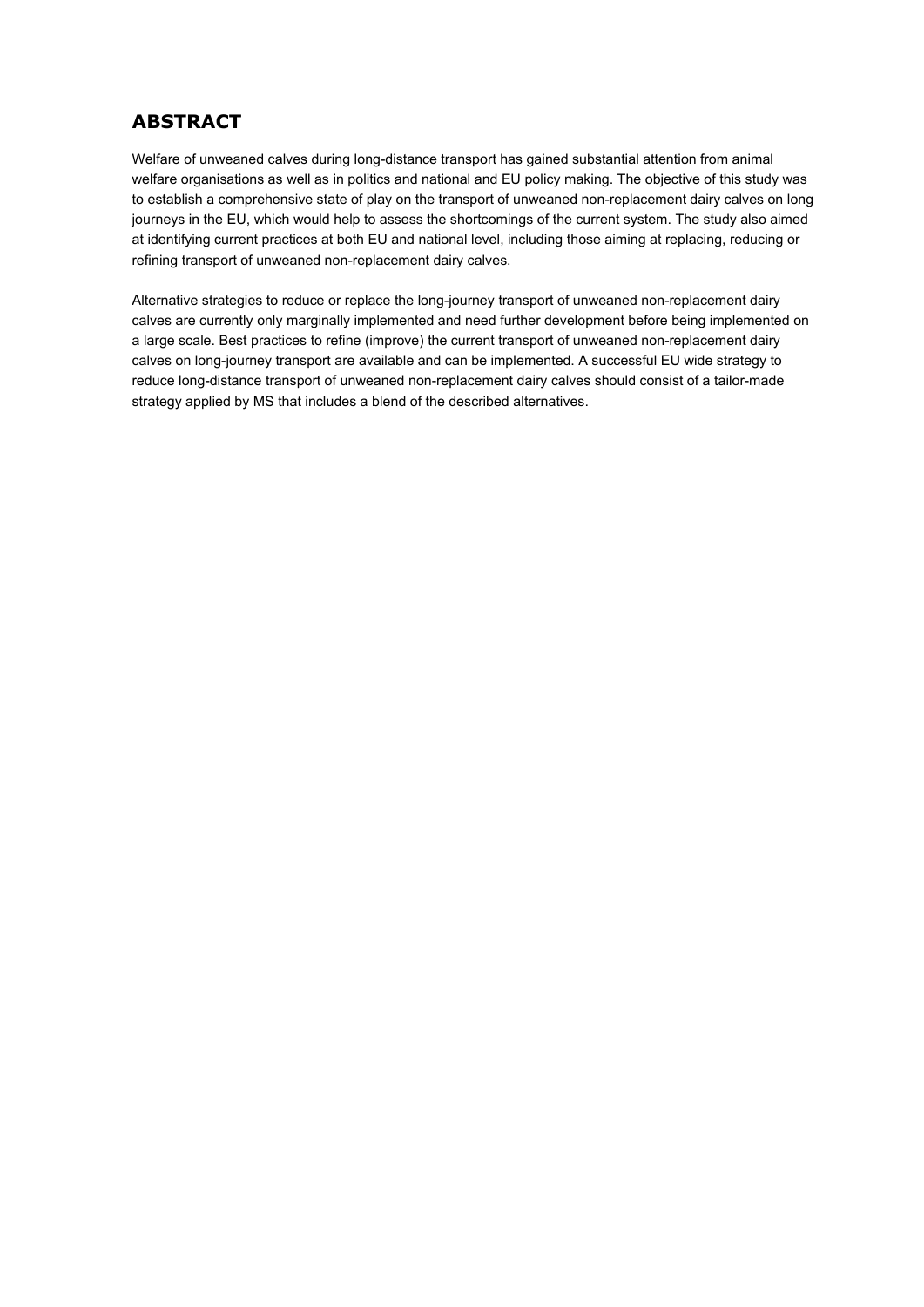## ABSTRACT

Welfare of unweaned calves during long-distance transport has gained substantial attention from animal welfare organisations as well as in politics and national and EU policy making. The objective of this study was to establish a comprehensive state of play on the transport of unweaned non-replacement dairy calves on long journeys in the EU, which would help to assess the shortcomings of the current system. The study also aimed at identifying current practices at both EU and national level, including those aiming at replacing, reducing or refining transport of unweaned non-replacement dairy calves.

Alternative strategies to reduce or replace the long-journey transport of unweaned non-replacement dairy calves are currently only marginally implemented and need further development before being implemented on a large scale. Best practices to refine (improve) the current transport of unweaned non-replacement dairy calves on long-journey transport are available and can be implemented. A successful EU wide strategy to reduce long-distance transport of unweaned non-replacement dairy calves should consist of a tailor-made strategy applied by MS that includes a blend of the described alternatives.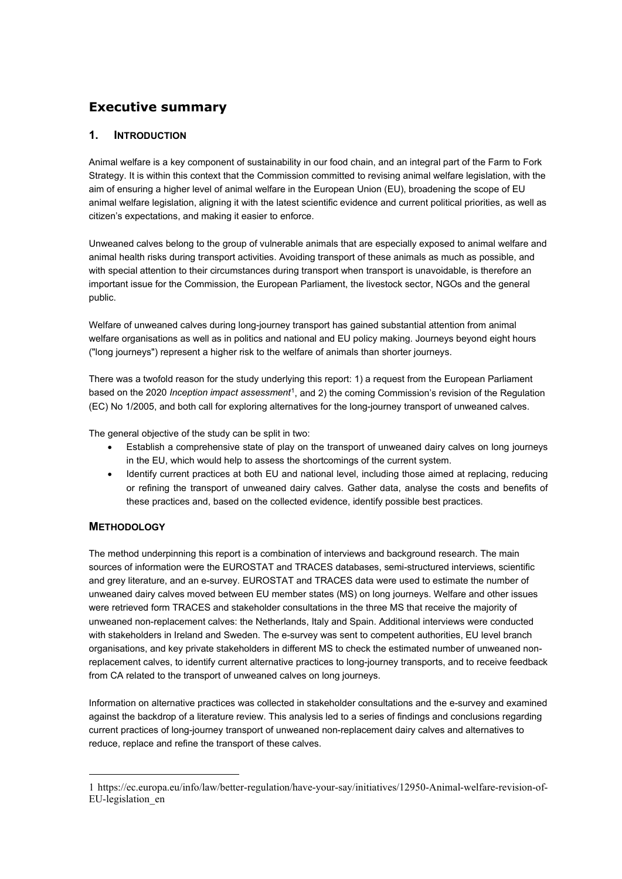# Executive summary

## 1. INTRODUCTION

Animal welfare is a key component of sustainability in our food chain, and an integral part of the Farm to Fork Strategy. It is within this context that the Commission committed to revising animal welfare legislation, with the aim of ensuring a higher level of animal welfare in the European Union (EU), broadening the scope of EU animal welfare legislation, aligning it with the latest scientific evidence and current political priorities, as well as citizen's expectations, and making it easier to enforce.

Unweaned calves belong to the group of vulnerable animals that are especially exposed to animal welfare and animal health risks during transport activities. Avoiding transport of these animals as much as possible, and with special attention to their circumstances during transport when transport is unavoidable, is therefore an important issue for the Commission, the European Parliament, the livestock sector, NGOs and the general public.

Welfare of unweaned calves during long-journey transport has gained substantial attention from animal welfare organisations as well as in politics and national and EU policy making. Journeys beyond eight hours ("long journeys") represent a higher risk to the welfare of animals than shorter journeys.

There was a twofold reason for the study underlying this report: 1) a request from the European Parliament based on the 2020 *Inception impact assessment*[1], and 2) the coming Commission's revision of the Regulation (EC) No 1/2005, and both call for exploring alternatives for the long-journey transport of unweaned calves.

The general objective of the study can be split in two:

- Establish a comprehensive state of play on the transport of unweaned dairy calves on long journeys in the EU, which would help to assess the shortcomings of the current system.
- Identify current practices at both EU and national level, including those aimed at replacing, reducing or refining the transport of unweaned dairy calves. Gather data, analyse the costs and benefits of these practices and, based on the collected evidence, identify possible best practices.

## METHODOLOGY

The method underpinning this report is a combination of interviews and background research. The main sources of information were the EUROSTAT and TRACES databases, semi-structured interviews, scientific and grey literature, and an e-survey. EUROSTAT and TRACES data were used to estimate the number of unweaned dairy calves moved between EU member states (MS) on long journeys. Welfare and other issues were retrieved form TRACES and stakeholder consultations in the three MS that receive the majority of unweaned non-replacement calves: the Netherlands, Italy and Spain. Additional interviews were conducted with stakeholders in Ireland and Sweden. The e-survey was sent to competent authorities, EU level branch organisations, and key private stakeholders in different MS to check the estimated number of unweaned non-replacement calves, to identify current alternative practices to long-journey transports, and to receive feedback from CA related to the transport of unweaned calves on long journeys.

Information on alternative practices was collected in stakeholder consultations and the e-survey and examined against the backdrop of a literature review. This analysis led to a series of findings and conclusions regarding current practices of long-journey transport of unweaned non-replacement dairy calves and alternatives to reduce, replace and refine the transport of these calves.

---

1 https://ec.europa.eu/info/law/better-regulation/have-your-say/initiatives/12950-Animal-welfare-revision-of-EU-legislation_en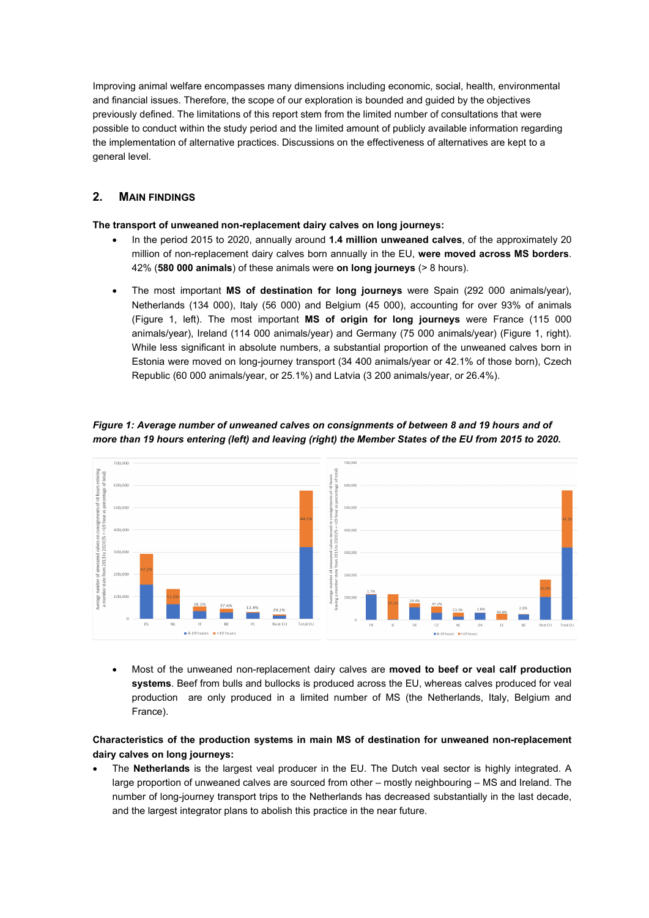Improving animal welfare encompasses many dimensions including economic, social, health, environmental and financial issues. Therefore, the scope of our exploration is bounded and guided by the objectives previously defined. The limitations of this report stem from the limited number of consultations that were possible to conduct within the study period and the limited amount of publicly available information regarding the implementation of alternative practices. Discussions on the effectiveness of alternatives are kept to a general level.

## 2. MAIN FINDINGS

**The transport of unweaned non-replacement dairy calves on long journeys:**

- In the period 2015 to 2020, annually around **1.4 million unweaned calves**, of the approximately 20 million of non-replacement dairy calves born annually in the EU, **were moved across MS borders**. 42% (**580 000 animals**) of these animals were **on long journeys** (> 8 hours).

- The most important **MS of destination for long journeys** were Spain (292 000 animals/year), Netherlands (134 000), Italy (56 000) and Belgium (45 000), accounting for over 93% of animals (Figure 1, left). The most important **MS of origin for long journeys** were France (115 000 animals/year), Ireland (114 000 animals/year) and Germany (75 000 animals/year) (Figure 1, right). While less significant in absolute numbers, a substantial proportion of the unweaned calves born in Estonia were moved on long-journey transport (34 400 animals/year or 42.1% of those born), Czech Republic (60 000 animals/year, or 25.1%) and Latvia (3 200 animals/year, or 26.4%).

***Figure 1: Average number of unweaned calves on consignments of between 8 and 19 hours and of more than 19 hours entering (left) and leaving (right) the Member States of the EU from 2015 to 2020.***

- Most of the unweaned non-replacement dairy calves are **moved to beef or veal calf production systems**. Beef from bulls and bullocks is produced across the EU, whereas calves produced for veal production are only produced in a limited number of MS (the Netherlands, Italy, Belgium and France).

**Characteristics of the production systems in main MS of destination for unweaned non-replacement dairy calves on long journeys:**

- The **Netherlands** is the largest veal producer in the EU. The Dutch veal sector is highly integrated. A large proportion of unweaned calves are sourced from other – mostly neighbouring – MS and Ireland. The number of long-journey transport trips to the Netherlands has decreased substantially in the last decade, and the largest integrator plans to abolish this practice in the near future.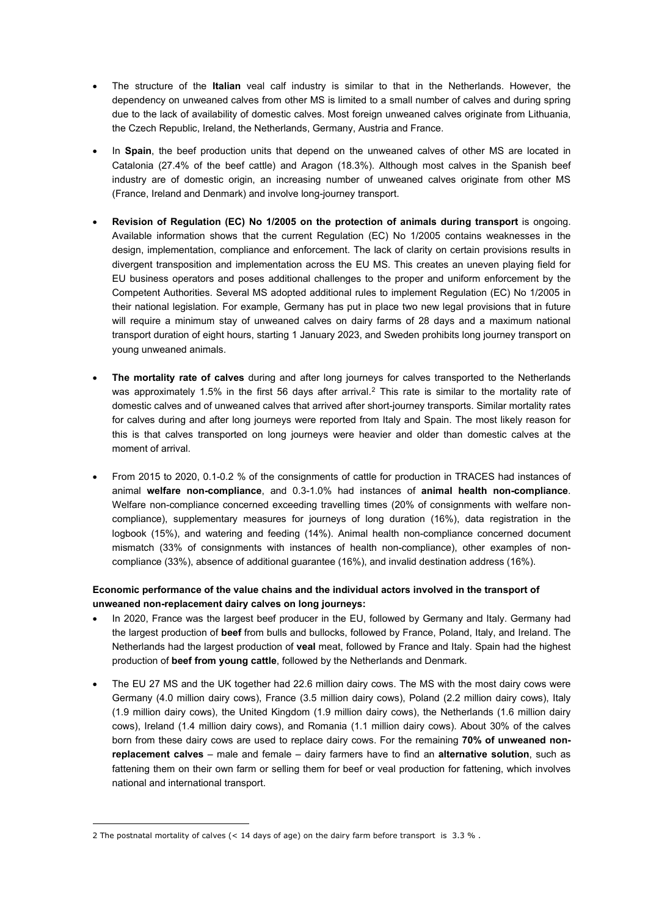- The structure of the **Italian** veal calf industry is similar to that in the Netherlands. However, the dependency on unweaned calves from other MS is limited to a small number of calves and during spring due to the lack of availability of domestic calves. Most foreign unweaned calves originate from Lithuania, the Czech Republic, Ireland, the Netherlands, Germany, Austria and France.
- In **Spain**, the beef production units that depend on the unweaned calves of other MS are located in Catalonia (27.4% of the beef cattle) and Aragon (18.3%). Although most calves in the Spanish beef industry are of domestic origin, an increasing number of unweaned calves originate from other MS (France, Ireland and Denmark) and involve long-journey transport.
- **Revision of Regulation (EC) No 1/2005 on the protection of animals during transport** is ongoing. Available information shows that the current Regulation (EC) No 1/2005 contains weaknesses in the design, implementation, compliance and enforcement. The lack of clarity on certain provisions results in divergent transposition and implementation across the EU MS. This creates an uneven playing field for EU business operators and poses additional challenges to the proper and uniform enforcement by the Competent Authorities. Several MS adopted additional rules to implement Regulation (EC) No 1/2005 in their national legislation. For example, Germany has put in place two new legal provisions that in future will require a minimum stay of unweaned calves on dairy farms of 28 days and a maximum national transport duration of eight hours, starting 1 January 2023, and Sweden prohibits long journey transport on young unweaned animals.
- **The mortality rate of calves** during and after long journeys for calves transported to the Netherlands was approximately 1.5% in the first 56 days after arrival.[2] This rate is similar to the mortality rate of domestic calves and of unweaned calves that arrived after short-journey transports. Similar mortality rates for calves during and after long journeys were reported from Italy and Spain. The most likely reason for this is that calves transported on long journeys were heavier and older than domestic calves at the moment of arrival.
- From 2015 to 2020, 0.1-0.2 % of the consignments of cattle for production in TRACES had instances of animal **welfare non-compliance**, and 0.3-1.0% had instances of **animal health non-compliance**. Welfare non-compliance concerned exceeding travelling times (20% of consignments with welfare non-compliance), supplementary measures for journeys of long duration (16%), data registration in the logbook (15%), and watering and feeding (14%). Animal health non-compliance concerned document mismatch (33% of consignments with instances of health non-compliance), other examples of non-compliance (33%), absence of additional guarantee (16%), and invalid destination address (16%).

**Economic performance of the value chains and the individual actors involved in the transport of unweaned non-replacement dairy calves on long journeys:**

- In 2020, France was the largest beef producer in the EU, followed by Germany and Italy. Germany had the largest production of **beef** from bulls and bullocks, followed by France, Poland, Italy, and Ireland. The Netherlands had the largest production of **veal** meat, followed by France and Italy. Spain had the highest production of **beef from young cattle**, followed by the Netherlands and Denmark.
- The EU 27 MS and the UK together had 22.6 million dairy cows. The MS with the most dairy cows were Germany (4.0 million dairy cows), France (3.5 million dairy cows), Poland (2.2 million dairy cows), Italy (1.9 million dairy cows), the United Kingdom (1.9 million dairy cows), the Netherlands (1.6 million dairy cows), Ireland (1.4 million dairy cows), and Romania (1.1 million dairy cows). About 30% of the calves born from these dairy cows are used to replace dairy cows. For the remaining **70% of unweaned non-replacement calves** – male and female – dairy farmers have to find an **alternative solution**, such as fattening them on their own farm or selling them for beef or veal production for fattening, which involves national and international transport.

2 The postnatal mortality of calves (< 14 days of age) on the dairy farm before transport is 3.3 %.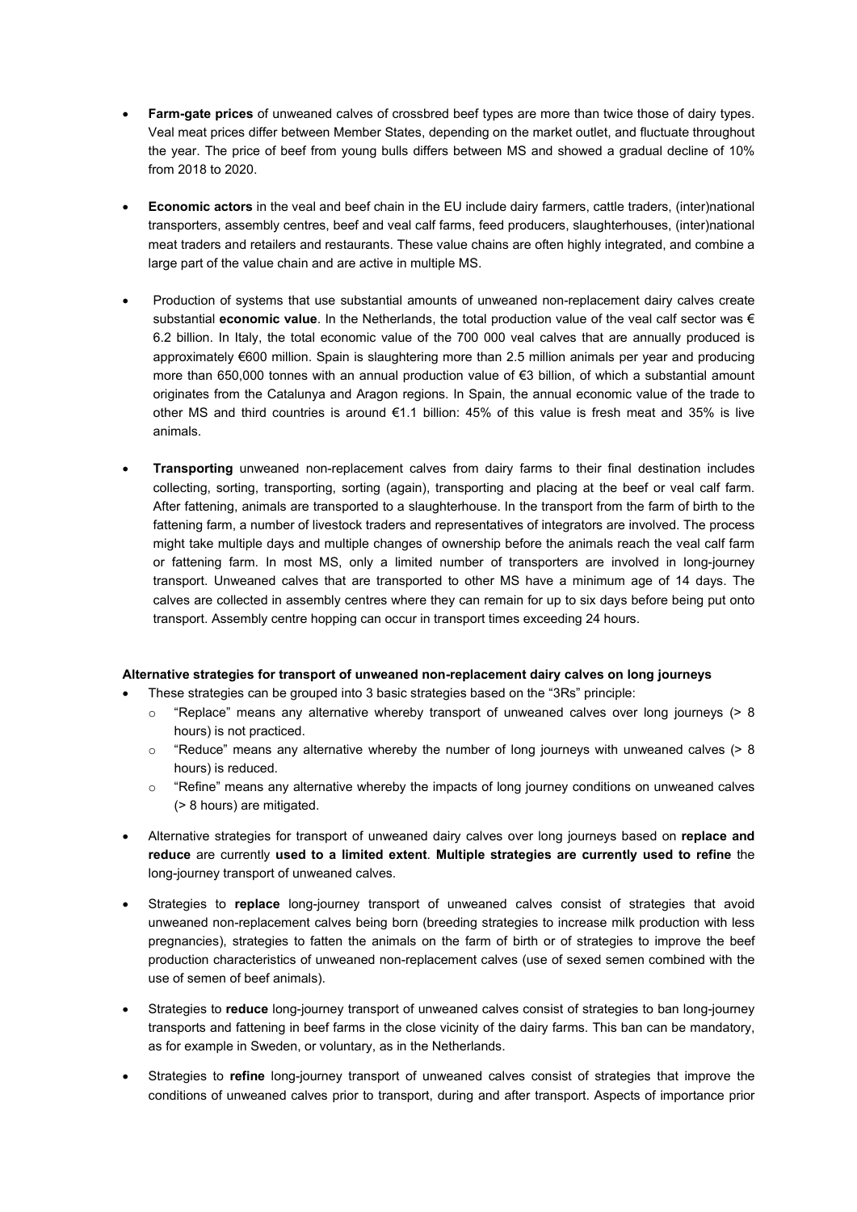- **Farm-gate prices** of unweaned calves of crossbred beef types are more than twice those of dairy types. Veal meat prices differ between Member States, depending on the market outlet, and fluctuate throughout the year. The price of beef from young bulls differs between MS and showed a gradual decline of 10% from 2018 to 2020.

- **Economic actors** in the veal and beef chain in the EU include dairy farmers, cattle traders, (inter)national transporters, assembly centres, beef and veal calf farms, feed producers, slaughterhouses, (inter)national meat traders and retailers and restaurants. These value chains are often highly integrated, and combine a large part of the value chain and are active in multiple MS.

- Production of systems that use substantial amounts of unweaned non-replacement dairy calves create substantial **economic value**. In the Netherlands, the total production value of the veal calf sector was € 6.2 billion. In Italy, the total economic value of the 700 000 veal calves that are annually produced is approximately €600 million. Spain is slaughtering more than 2.5 million animals per year and producing more than 650,000 tonnes with an annual production value of €3 billion, of which a substantial amount originates from the Catalunya and Aragon regions. In Spain, the annual economic value of the trade to other MS and third countries is around €1.1 billion: 45% of this value is fresh meat and 35% is live animals.

- **Transporting** unweaned non-replacement calves from dairy farms to their final destination includes collecting, sorting, transporting, sorting (again), transporting and placing at the beef or veal calf farm. After fattening, animals are transported to a slaughterhouse. In the transport from the farm of birth to the fattening farm, a number of livestock traders and representatives of integrators are involved. The process might take multiple days and multiple changes of ownership before the animals reach the veal calf farm or fattening farm. In most MS, only a limited number of transporters are involved in long-journey transport. Unweaned calves that are transported to other MS have a minimum age of 14 days. The calves are collected in assembly centres where they can remain for up to six days before being put onto transport. Assembly centre hopping can occur in transport times exceeding 24 hours.

**Alternative strategies for transport of unweaned non-replacement dairy calves on long journeys**

- These strategies can be grouped into 3 basic strategies based on the "3Rs" principle:
  - "Replace" means any alternative whereby transport of unweaned calves over long journeys (> 8 hours) is not practiced.
  - "Reduce" means any alternative whereby the number of long journeys with unweaned calves (> 8 hours) is reduced.
  - "Refine" means any alternative whereby the impacts of long journey conditions on unweaned calves (> 8 hours) are mitigated.

- Alternative strategies for transport of unweaned dairy calves over long journeys based on **replace and reduce** are currently **used to a limited extent**. **Multiple strategies are currently used to refine** the long-journey transport of unweaned calves.

- Strategies to **replace** long-journey transport of unweaned calves consist of strategies that avoid unweaned non-replacement calves being born (breeding strategies to increase milk production with less pregnancies), strategies to fatten the animals on the farm of birth or of strategies to improve the beef production characteristics of unweaned non-replacement calves (use of sexed semen combined with the use of semen of beef animals).

- Strategies to **reduce** long-journey transport of unweaned calves consist of strategies to ban long-journey transports and fattening in beef farms in the close vicinity of the dairy farms. This ban can be mandatory, as for example in Sweden, or voluntary, as in the Netherlands.

- Strategies to **refine** long-journey transport of unweaned calves consist of strategies that improve the conditions of unweaned calves prior to transport, during and after transport. Aspects of importance prior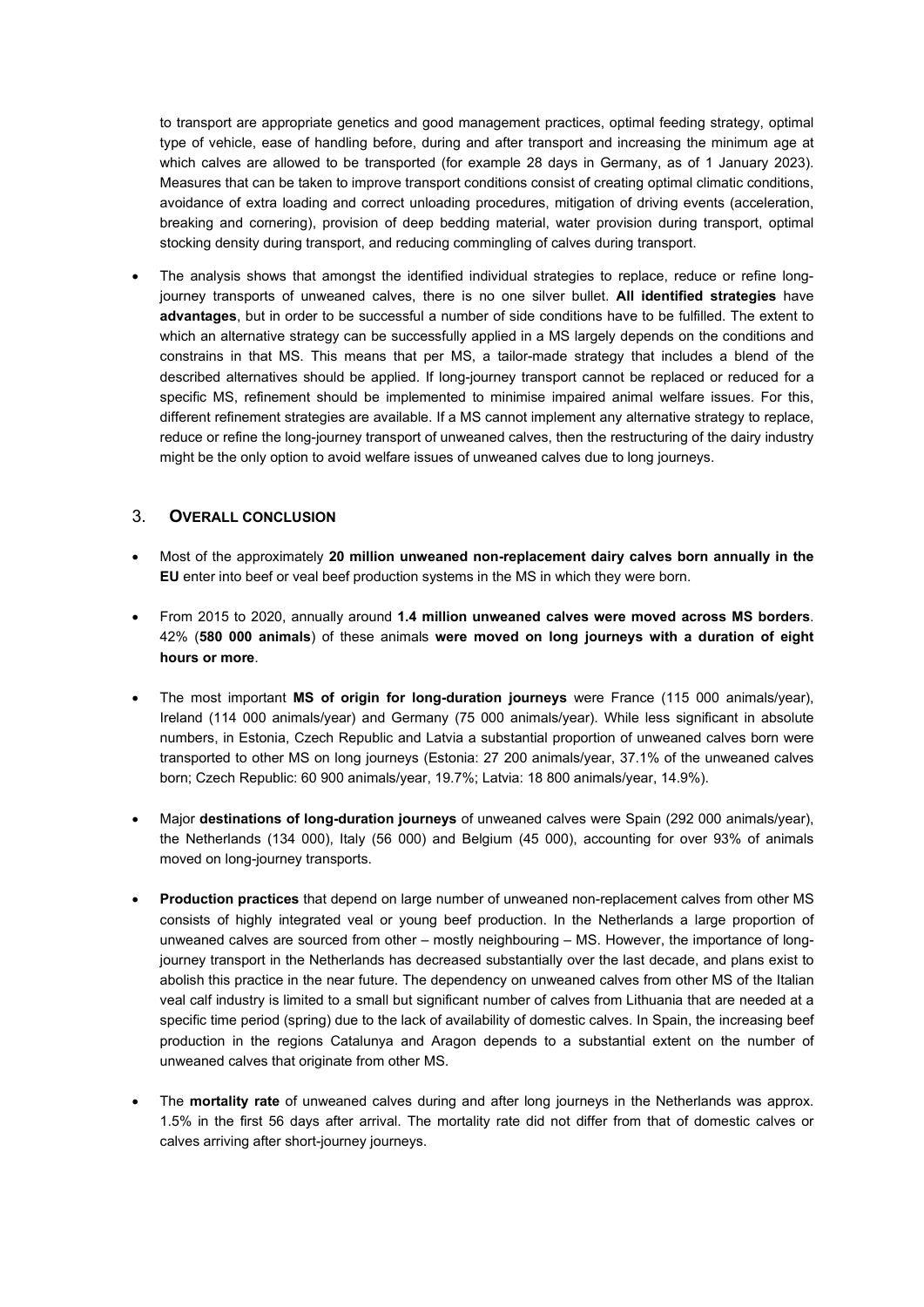to transport are appropriate genetics and good management practices, optimal feeding strategy, optimal type of vehicle, ease of handling before, during and after transport and increasing the minimum age at which calves are allowed to be transported (for example 28 days in Germany, as of 1 January 2023). Measures that can be taken to improve transport conditions consist of creating optimal climatic conditions, avoidance of extra loading and correct unloading procedures, mitigation of driving events (acceleration, breaking and cornering), provision of deep bedding material, water provision during transport, optimal stocking density during transport, and reducing commingling of calves during transport.

- The analysis shows that amongst the identified individual strategies to replace, reduce or refine long-journey transports of unweaned calves, there is no one silver bullet. **All identified strategies** have **advantages**, but in order to be successful a number of side conditions have to be fulfilled. The extent to which an alternative strategy can be successfully applied in a MS largely depends on the conditions and constrains in that MS. This means that per MS, a tailor-made strategy that includes a blend of the described alternatives should be applied. If long-journey transport cannot be replaced or reduced for a specific MS, refinement should be implemented to minimise impaired animal welfare issues. For this, different refinement strategies are available. If a MS cannot implement any alternative strategy to replace, reduce or refine the long-journey transport of unweaned calves, then the restructuring of the dairy industry might be the only option to avoid welfare issues of unweaned calves due to long journeys.

## 3. Overall conclusion

- Most of the approximately **20 million unweaned non-replacement dairy calves born annually in the EU** enter into beef or veal beef production systems in the MS in which they were born.
- From 2015 to 2020, annually around **1.4 million unweaned calves were moved across MS borders**. 42% (**580 000 animals**) of these animals **were moved on long journeys with a duration of eight hours or more**.
- The most important **MS of origin for long-duration journeys** were France (115 000 animals/year), Ireland (114 000 animals/year) and Germany (75 000 animals/year). While less significant in absolute numbers, in Estonia, Czech Republic and Latvia a substantial proportion of unweaned calves born were transported to other MS on long journeys (Estonia: 27 200 animals/year, 37.1% of the unweaned calves born; Czech Republic: 60 900 animals/year, 19.7%; Latvia: 18 800 animals/year, 14.9%).
- Major **destinations of long-duration journeys** of unweaned calves were Spain (292 000 animals/year), the Netherlands (134 000), Italy (56 000) and Belgium (45 000), accounting for over 93% of animals moved on long-journey transports.
- **Production practices** that depend on large number of unweaned non-replacement calves from other MS consists of highly integrated veal or young beef production. In the Netherlands a large proportion of unweaned calves are sourced from other – mostly neighbouring – MS. However, the importance of long-journey transport in the Netherlands has decreased substantially over the last decade, and plans exist to abolish this practice in the near future. The dependency on unweaned calves from other MS of the Italian veal calf industry is limited to a small but significant number of calves from Lithuania that are needed at a specific time period (spring) due to the lack of availability of domestic calves. In Spain, the increasing beef production in the regions Catalunya and Aragon depends to a substantial extent on the number of unweaned calves that originate from other MS.
- The **mortality rate** of unweaned calves during and after long journeys in the Netherlands was approx. 1.5% in the first 56 days after arrival. The mortality rate did not differ from that of domestic calves or calves arriving after short-journey journeys.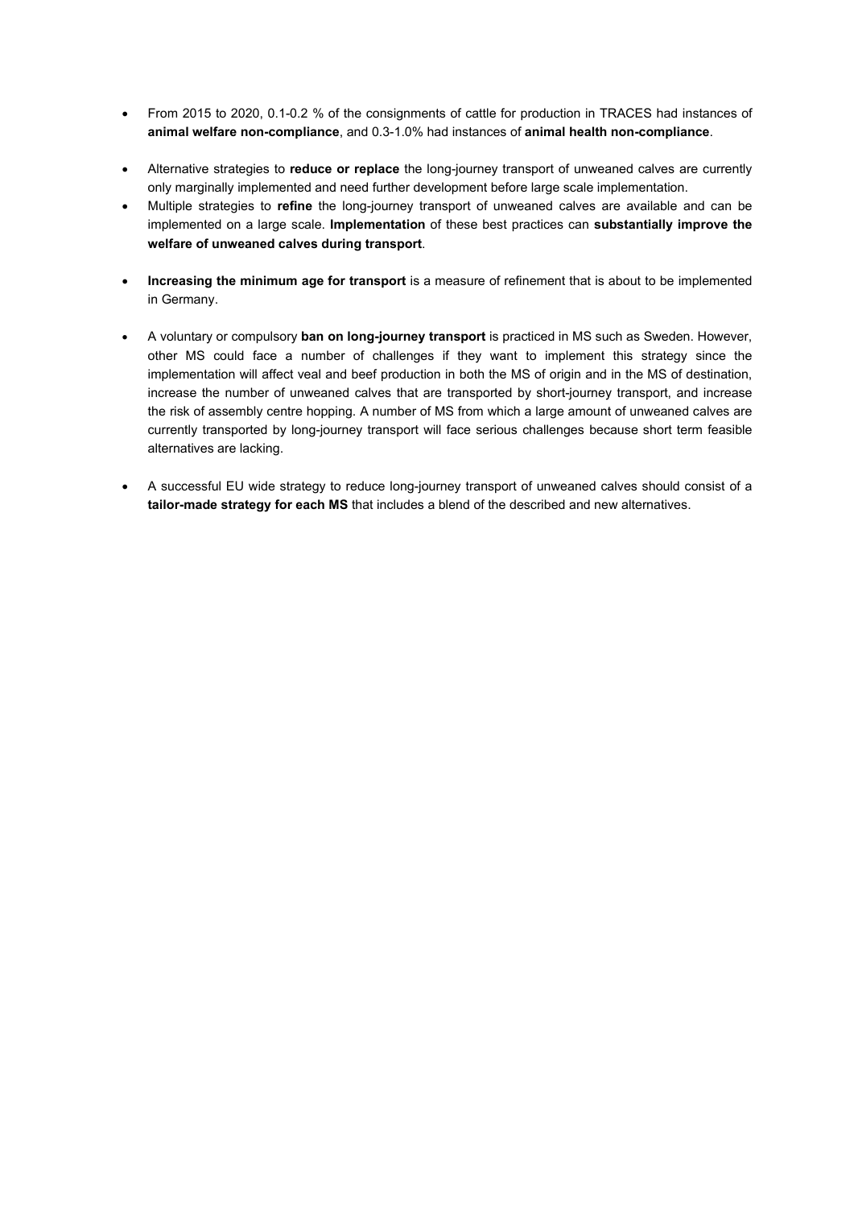- From 2015 to 2020, 0.1-0.2 % of the consignments of cattle for production in TRACES had instances of **animal welfare non-compliance**, and 0.3-1.0% had instances of **animal health non-compliance**.

- Alternative strategies to **reduce or replace** the long-journey transport of unweaned calves are currently only marginally implemented and need further development before large scale implementation.
- Multiple strategies to **refine** the long-journey transport of unweaned calves are available and can be implemented on a large scale. **Implementation** of these best practices can **substantially improve the welfare of unweaned calves during transport**.

- **Increasing the minimum age for transport** is a measure of refinement that is about to be implemented in Germany.

- A voluntary or compulsory **ban on long-journey transport** is practiced in MS such as Sweden. However, other MS could face a number of challenges if they want to implement this strategy since the implementation will affect veal and beef production in both the MS of origin and in the MS of destination, increase the number of unweaned calves that are transported by short-journey transport, and increase the risk of assembly centre hopping. A number of MS from which a large amount of unweaned calves are currently transported by long-journey transport will face serious challenges because short term feasible alternatives are lacking.

- A successful EU wide strategy to reduce long-journey transport of unweaned calves should consist of a **tailor-made strategy for each MS** that includes a blend of the described and new alternatives.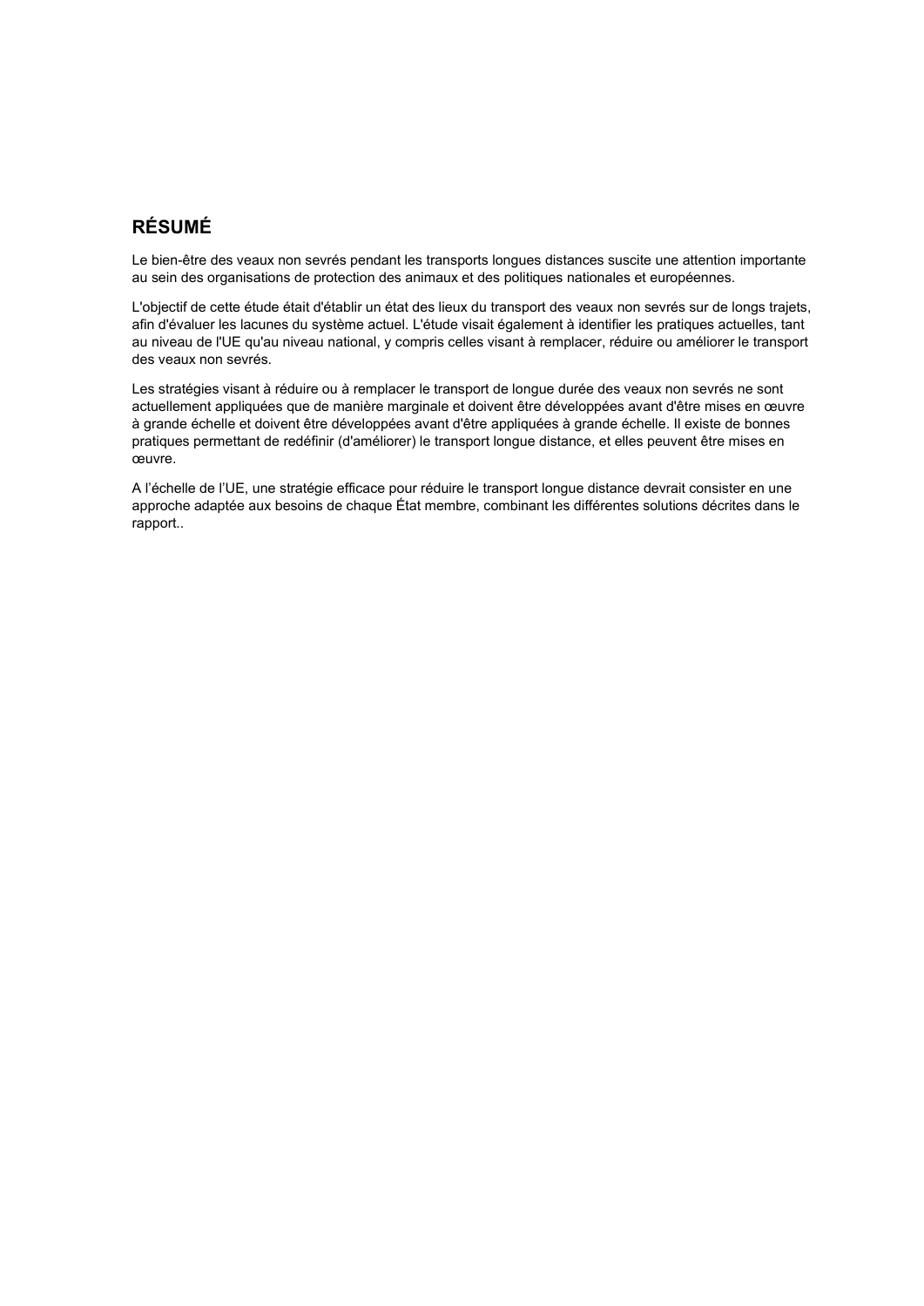## RÉSUMÉ

Le bien-être des veaux non sevrés pendant les transports longues distances suscite une attention importante au sein des organisations de protection des animaux et des politiques nationales et européennes.

L'objectif de cette étude était d'établir un état des lieux du transport des veaux non sevrés sur de longs trajets, afin d'évaluer les lacunes du système actuel. L'étude visait également à identifier les pratiques actuelles, tant au niveau de l'UE qu'au niveau national, y compris celles visant à remplacer, réduire ou améliorer le transport des veaux non sevrés.

Les stratégies visant à réduire ou à remplacer le transport de longue durée des veaux non sevrés ne sont actuellement appliquées que de manière marginale et doivent être développées avant d'être mises en œuvre à grande échelle et doivent être développées avant d'être appliquées à grande échelle. Il existe de bonnes pratiques permettant de redéfinir (d'améliorer) le transport longue distance, et elles peuvent être mises en œuvre.

A l'échelle de l'UE, une stratégie efficace pour réduire le transport longue distance devrait consister en une approche adaptée aux besoins de chaque État membre, combinant les différentes solutions décrites dans le rapport..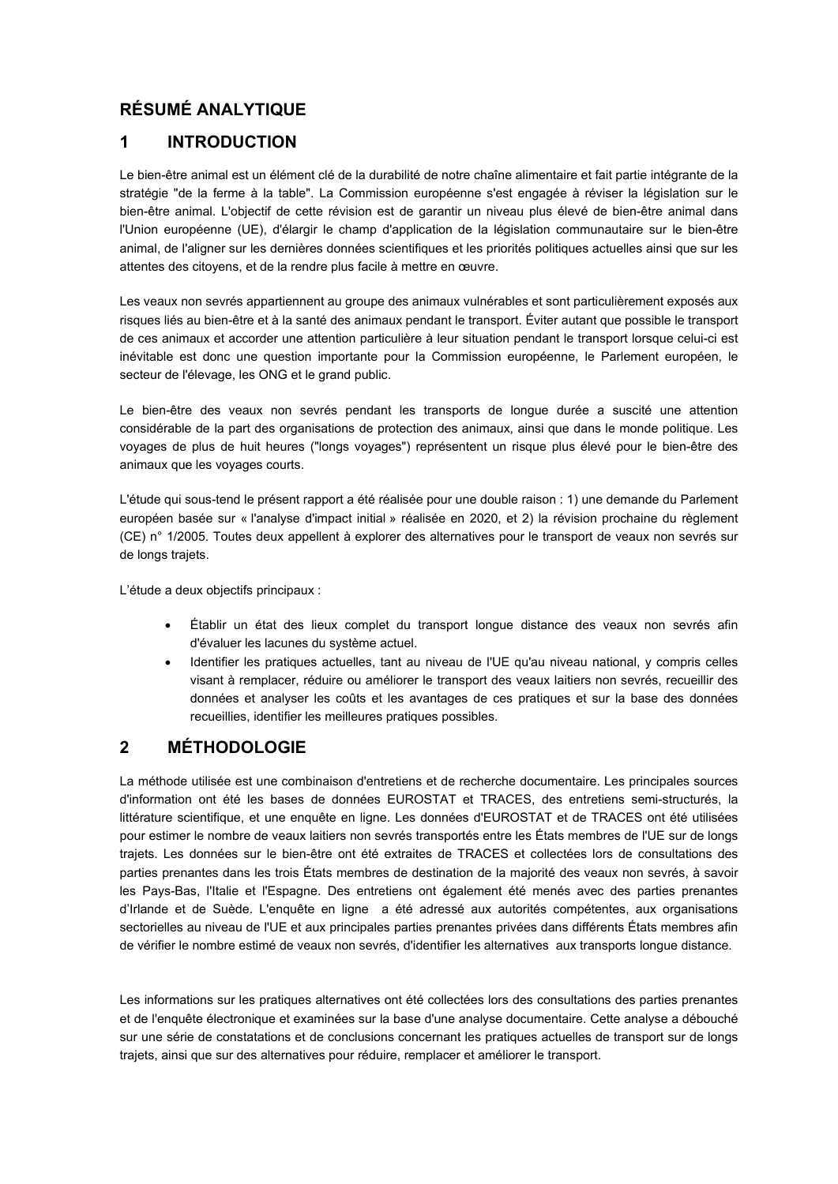## RÉSUMÉ ANALYTIQUE

## 1 INTRODUCTION

Le bien-être animal est un élément clé de la durabilité de notre chaîne alimentaire et fait partie intégrante de la stratégie "de la ferme à la table". La Commission européenne s'est engagée à réviser la législation sur le bien-être animal. L'objectif de cette révision est de garantir un niveau plus élevé de bien-être animal dans l'Union européenne (UE), d'élargir le champ d'application de la législation communautaire sur le bien-être animal, de l'aligner sur les dernières données scientifiques et les priorités politiques actuelles ainsi que sur les attentes des citoyens, et de la rendre plus facile à mettre en œuvre.

Les veaux non sevrés appartiennent au groupe des animaux vulnérables et sont particulièrement exposés aux risques liés au bien-être et à la santé des animaux pendant le transport. Éviter autant que possible le transport de ces animaux et accorder une attention particulière à leur situation pendant le transport lorsque celui-ci est inévitable est donc une question importante pour la Commission européenne, le Parlement européen, le secteur de l'élevage, les ONG et le grand public.

Le bien-être des veaux non sevrés pendant les transports de longue durée a suscité une attention considérable de la part des organisations de protection des animaux, ainsi que dans le monde politique. Les voyages de plus de huit heures ("longs voyages") représentent un risque plus élevé pour le bien-être des animaux que les voyages courts.

L'étude qui sous-tend le présent rapport a été réalisée pour une double raison : 1) une demande du Parlement européen basée sur « l'analyse d'impact initial » réalisée en 2020, et 2) la révision prochaine du règlement (CE) n° 1/2005. Toutes deux appellent à explorer des alternatives pour le transport de veaux non sevrés sur de longs trajets.

L'étude a deux objectifs principaux :

- Établir un état des lieux complet du transport longue distance des veaux non sevrés afin d'évaluer les lacunes du système actuel.
- Identifier les pratiques actuelles, tant au niveau de l'UE qu'au niveau national, y compris celles visant à remplacer, réduire ou améliorer le transport des veaux laitiers non sevrés, recueillir des données et analyser les coûts et les avantages de ces pratiques et sur la base des données recueillies, identifier les meilleures pratiques possibles.

## 2 MÉTHODOLOGIE

La méthode utilisée est une combinaison d'entretiens et de recherche documentaire. Les principales sources d'information ont été les bases de données EUROSTAT et TRACES, des entretiens semi-structurés, la littérature scientifique, et une enquête en ligne. Les données d'EUROSTAT et de TRACES ont été utilisées pour estimer le nombre de veaux laitiers non sevrés transportés entre les États membres de l'UE sur de longs trajets. Les données sur le bien-être ont été extraites de TRACES et collectées lors de consultations des parties prenantes dans les trois États membres de destination de la majorité des veaux non sevrés, à savoir les Pays-Bas, l'Italie et l'Espagne. Des entretiens ont également été menés avec des parties prenantes d'Irlande et de Suède. L'enquête en ligne a été adressé aux autorités compétentes, aux organisations sectorielles au niveau de l'UE et aux principales parties prenantes privées dans différents États membres afin de vérifier le nombre estimé de veaux non sevrés, d'identifier les alternatives aux transports longue distance.

Les informations sur les pratiques alternatives ont été collectées lors des consultations des parties prenantes et de l'enquête électronique et examinées sur la base d'une analyse documentaire. Cette analyse a débouché sur une série de constatations et de conclusions concernant les pratiques actuelles de transport sur de longs trajets, ainsi que sur des alternatives pour réduire, remplacer et améliorer le transport.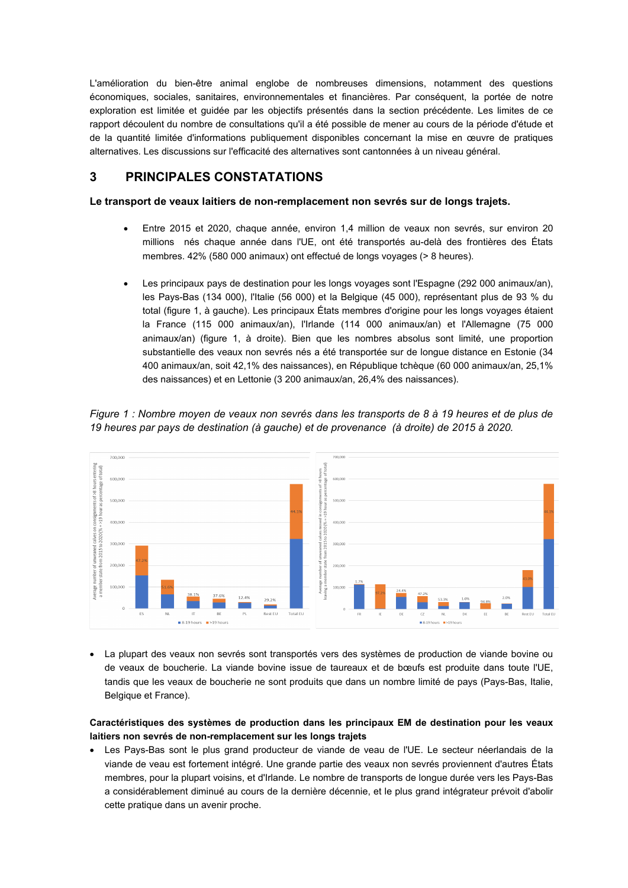L'amélioration du bien-être animal englobe de nombreuses dimensions, notamment des questions économiques, sociales, sanitaires, environnementales et financières. Par conséquent, la portée de notre exploration est limitée et guidée par les objectifs présentés dans la section précédente. Les limites de ce rapport découlent du nombre de consultations qu'il a été possible de mener au cours de la période d'étude et de la quantité limitée d'informations publiquement disponibles concernant la mise en œuvre de pratiques alternatives. Les discussions sur l'efficacité des alternatives sont cantonnées à un niveau général.

# 3 PRINCIPALES CONSTATATIONS

**Le transport de veaux laitiers de non-remplacement non sevrés sur de longs trajets.**

- Entre 2015 et 2020, chaque année, environ 1,4 million de veaux non sevrés, sur environ 20 millions nés chaque année dans l'UE, ont été transportés au-delà des frontières des États membres. 42% (580 000 animaux) ont effectué de longs voyages (> 8 heures).

- Les principaux pays de destination pour les longs voyages sont l'Espagne (292 000 animaux/an), les Pays-Bas (134 000), l'Italie (56 000) et la Belgique (45 000), représentant plus de 93 % du total (figure 1, à gauche). Les principaux États membres d'origine pour les longs voyages étaient la France (115 000 animaux/an), l'Irlande (114 000 animaux/an) et l'Allemagne (75 000 animaux/an) (figure 1, à droite). Bien que les nombres absolus sont limité, une proportion substantielle des veaux non sevrés nés a été transportée sur de longue distance en Estonie (34 400 animaux/an, soit 42,1% des naissances), en République tchèque (60 000 animaux/an, 25,1% des naissances) et en Lettonie (3 200 animaux/an, 26,4% des naissances).

*Figure 1 : Nombre moyen de veaux non sevrés dans les transports de 8 à 19 heures et de plus de 19 heures par pays de destination (à gauche) et de provenance (à droite) de 2015 à 2020.*

- La plupart des veaux non sevrés sont transportés vers des systèmes de production de viande bovine ou de veaux de boucherie. La viande bovine issue de taureaux et de bœufs est produite dans toute l'UE, tandis que les veaux de boucherie ne sont produits que dans un nombre limité de pays (Pays-Bas, Italie, Belgique et France).

**Caractéristiques des systèmes de production dans les principaux EM de destination pour les veaux laitiers non sevrés de non-remplacement sur les longs trajets**

- Les Pays-Bas sont le plus grand producteur de viande de veau de l'UE. Le secteur néerlandais de la viande de veau est fortement intégré. Une grande partie des veaux non sevrés proviennent d'autres États membres, pour la plupart voisins, et d'Irlande. Le nombre de transports de longue durée vers les Pays-Bas a considérablement diminué au cours de la dernière décennie, et le plus grand intégrateur prévoit d'abolir cette pratique dans un avenir proche.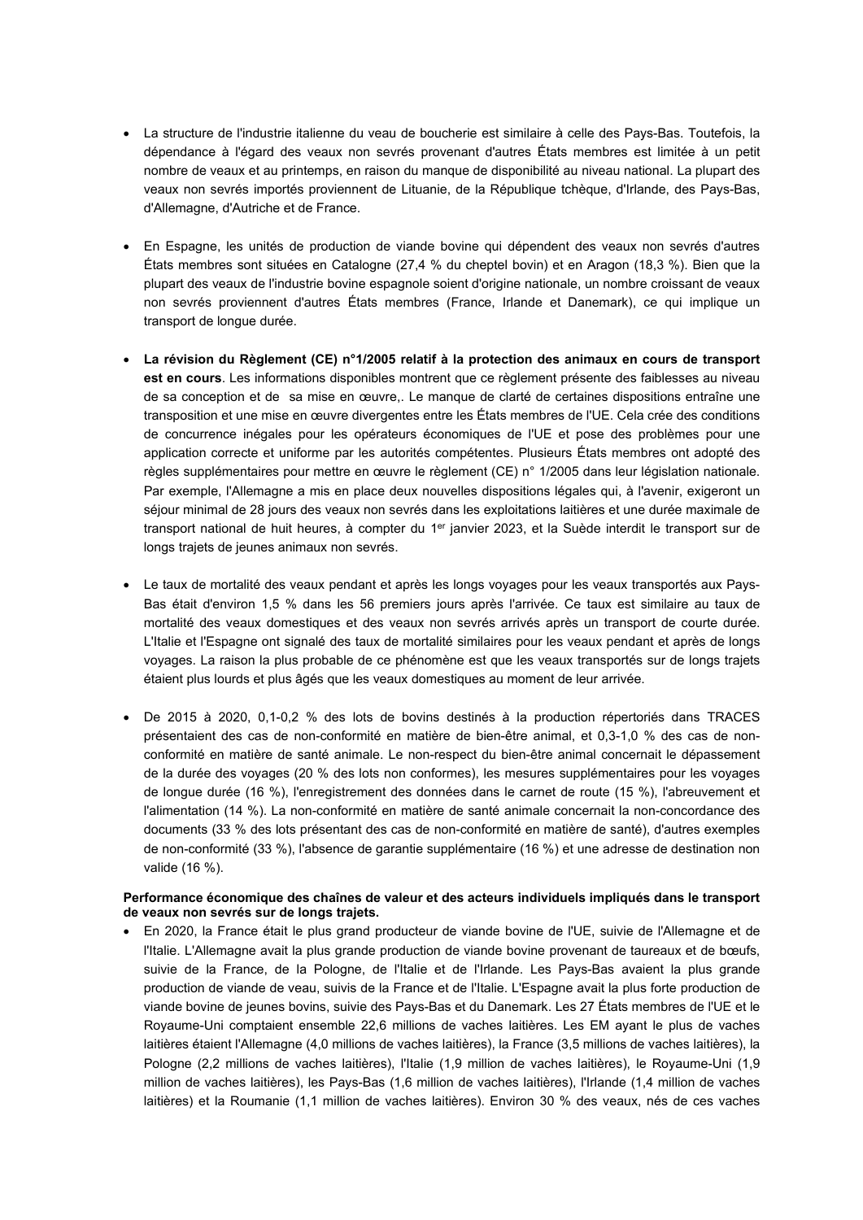- La structure de l'industrie italienne du veau de boucherie est similaire à celle des Pays-Bas. Toutefois, la dépendance à l'égard des veaux non sevrés provenant d'autres États membres est limitée à un petit nombre de veaux et au printemps, en raison du manque de disponibilité au niveau national. La plupart des veaux non sevrés importés proviennent de Lituanie, de la République tchèque, d'Irlande, des Pays-Bas, d'Allemagne, d'Autriche et de France.

- En Espagne, les unités de production de viande bovine qui dépendent des veaux non sevrés d'autres États membres sont situées en Catalogne (27,4 % du cheptel bovin) et en Aragon (18,3 %). Bien que la plupart des veaux de l'industrie bovine espagnole soient d'origine nationale, un nombre croissant de veaux non sevrés proviennent d'autres États membres (France, Irlande et Danemark), ce qui implique un transport de longue durée.

- **La révision du Règlement (CE) n°1/2005 relatif à la protection des animaux en cours de transport est en cours**. Les informations disponibles montrent que ce règlement présente des faiblesses au niveau de sa conception et de sa mise en œuvre,. Le manque de clarté de certaines dispositions entraîne une transposition et une mise en œuvre divergentes entre les États membres de l'UE. Cela crée des conditions de concurrence inégales pour les opérateurs économiques de l'UE et pose des problèmes pour une application correcte et uniforme par les autorités compétentes. Plusieurs États membres ont adopté des règles supplémentaires pour mettre en œuvre le règlement (CE) n° 1/2005 dans leur législation nationale. Par exemple, l'Allemagne a mis en place deux nouvelles dispositions légales qui, à l'avenir, exigeront un séjour minimal de 28 jours des veaux non sevrés dans les exploitations laitières et une durée maximale de transport national de huit heures, à compter du 1er janvier 2023, et la Suède interdit le transport sur de longs trajets de jeunes animaux non sevrés.

- Le taux de mortalité des veaux pendant et après les longs voyages pour les veaux transportés aux Pays-Bas était d'environ 1,5 % dans les 56 premiers jours après l'arrivée. Ce taux est similaire au taux de mortalité des veaux domestiques et des veaux non sevrés arrivés après un transport de courte durée. L'Italie et l'Espagne ont signalé des taux de mortalité similaires pour les veaux pendant et après de longs voyages. La raison la plus probable de ce phénomène est que les veaux transportés sur de longs trajets étaient plus lourds et plus âgés que les veaux domestiques au moment de leur arrivée.

- De 2015 à 2020, 0,1-0,2 % des lots de bovins destinés à la production répertoriés dans TRACES présentaient des cas de non-conformité en matière de bien-être animal, et 0,3-1,0 % des cas de non-conformité en matière de santé animale. Le non-respect du bien-être animal concernait le dépassement de la durée des voyages (20 % des lots non conformes), les mesures supplémentaires pour les voyages de longue durée (16 %), l'enregistrement des données dans le carnet de route (15 %), l'abreuvement et l'alimentation (14 %). La non-conformité en matière de santé animale concernait la non-concordance des documents (33 % des lots présentant des cas de non-conformité en matière de santé), d'autres exemples de non-conformité (33 %), l'absence de garantie supplémentaire (16 %) et une adresse de destination non valide (16 %).

**Performance économique des chaînes de valeur et des acteurs individuels impliqués dans le transport de veaux non sevrés sur de longs trajets.**

- En 2020, la France était le plus grand producteur de viande bovine de l'UE, suivie de l'Allemagne et de l'Italie. L'Allemagne avait la plus grande production de viande bovine provenant de taureaux et de bœufs, suivie de la France, de la Pologne, de l'Italie et de l'Irlande. Les Pays-Bas avaient la plus grande production de viande de veau, suivis de la France et de l'Italie. L'Espagne avait la plus forte production de viande bovine de jeunes bovins, suivie des Pays-Bas et du Danemark. Les 27 États membres de l'UE et le Royaume-Uni comptaient ensemble 22,6 millions de vaches laitières. Les EM ayant le plus de vaches laitières étaient l'Allemagne (4,0 millions de vaches laitières), la France (3,5 millions de vaches laitières), la Pologne (2,2 millions de vaches laitières), l'Italie (1,9 million de vaches laitières), le Royaume-Uni (1,9 million de vaches laitières), les Pays-Bas (1,6 million de vaches laitières), l'Irlande (1,4 million de vaches laitières) et la Roumanie (1,1 million de vaches laitières). Environ 30 % des veaux, nés de ces vaches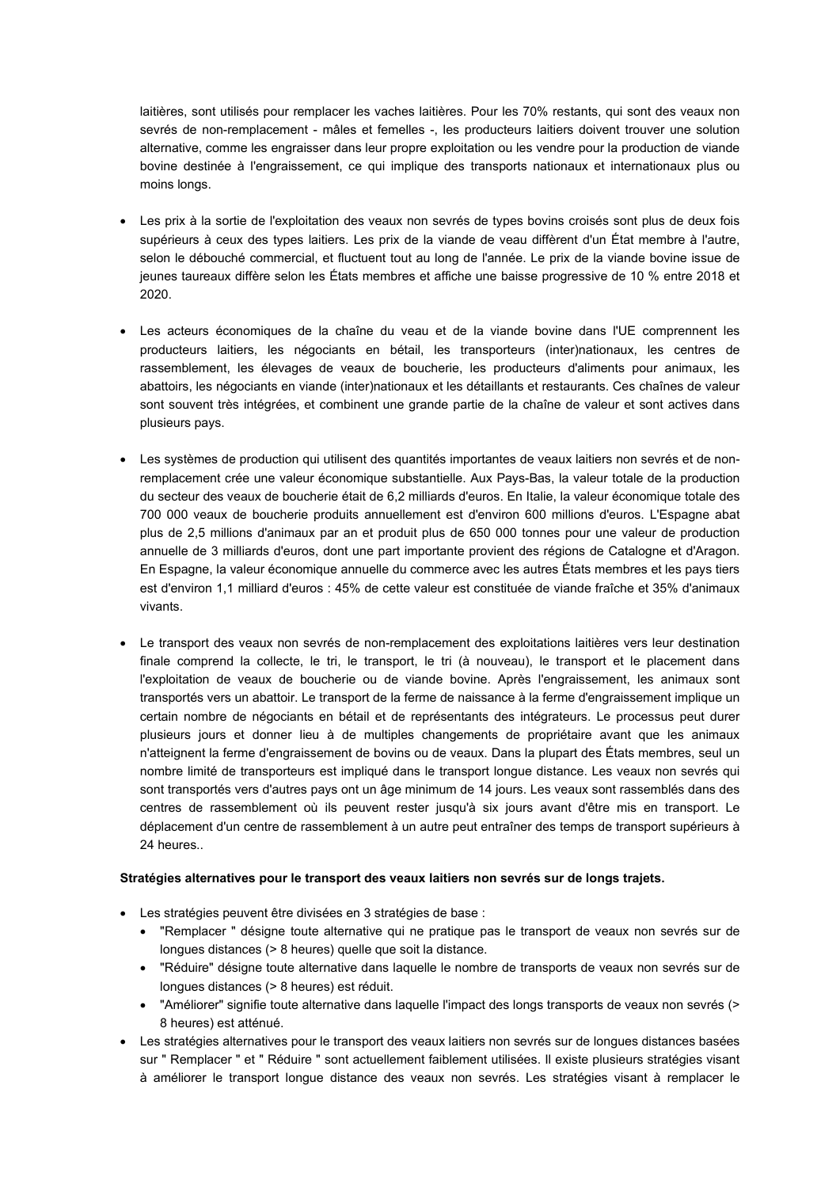laitières, sont utilisés pour remplacer les vaches laitières. Pour les 70% restants, qui sont des veaux non sevrés de non-remplacement - mâles et femelles -, les producteurs laitiers doivent trouver une solution alternative, comme les engraisser dans leur propre exploitation ou les vendre pour la production de viande bovine destinée à l'engraissement, ce qui implique des transports nationaux et internationaux plus ou moins longs.

- Les prix à la sortie de l'exploitation des veaux non sevrés de types bovins croisés sont plus de deux fois supérieurs à ceux des types laitiers. Les prix de la viande de veau diffèrent d'un État membre à l'autre, selon le débouché commercial, et fluctuent tout au long de l'année. Le prix de la viande bovine issue de jeunes taureaux diffère selon les États membres et affiche une baisse progressive de 10 % entre 2018 et 2020.

- Les acteurs économiques de la chaîne du veau et de la viande bovine dans l'UE comprennent les producteurs laitiers, les négociants en bétail, les transporteurs (inter)nationaux, les centres de rassemblement, les élevages de veaux de boucherie, les producteurs d'aliments pour animaux, les abattoirs, les négociants en viande (inter)nationaux et les détaillants et restaurants. Ces chaînes de valeur sont souvent très intégrées, et combinent une grande partie de la chaîne de valeur et sont actives dans plusieurs pays.

- Les systèmes de production qui utilisent des quantités importantes de veaux laitiers non sevrés et de non-remplacement crée une valeur économique substantielle. Aux Pays-Bas, la valeur totale de la production du secteur des veaux de boucherie était de 6,2 milliards d'euros. En Italie, la valeur économique totale des 700 000 veaux de boucherie produits annuellement est d'environ 600 millions d'euros. L'Espagne abat plus de 2,5 millions d'animaux par an et produit plus de 650 000 tonnes pour une valeur de production annuelle de 3 milliards d'euros, dont une part importante provient des régions de Catalogne et d'Aragon. En Espagne, la valeur économique annuelle du commerce avec les autres États membres et les pays tiers est d'environ 1,1 milliard d'euros : 45% de cette valeur est constituée de viande fraîche et 35% d'animaux vivants.

- Le transport des veaux non sevrés de non-remplacement des exploitations laitières vers leur destination finale comprend la collecte, le tri, le transport, le tri (à nouveau), le transport et le placement dans l'exploitation de veaux de boucherie ou de viande bovine. Après l'engraissement, les animaux sont transportés vers un abattoir. Le transport de la ferme de naissance à la ferme d'engraissement implique un certain nombre de négociants en bétail et de représentants des intégrateurs. Le processus peut durer plusieurs jours et donner lieu à de multiples changements de propriétaire avant que les animaux n'atteignent la ferme d'engraissement de bovins ou de veaux. Dans la plupart des États membres, seul un nombre limité de transporteurs est impliqué dans le transport longue distance. Les veaux non sevrés qui sont transportés vers d'autres pays ont un âge minimum de 14 jours. Les veaux sont rassemblés dans des centres de rassemblement où ils peuvent rester jusqu'à six jours avant d'être mis en transport. Le déplacement d'un centre de rassemblement à un autre peut entraîner des temps de transport supérieurs à 24 heures..

**Stratégies alternatives pour le transport des veaux laitiers non sevrés sur de longs trajets.**

- Les stratégies peuvent être divisées en 3 stratégies de base :
  - "Remplacer " désigne toute alternative qui ne pratique pas le transport de veaux non sevrés sur de longues distances (> 8 heures) quelle que soit la distance.
  - "Réduire" désigne toute alternative dans laquelle le nombre de transports de veaux non sevrés sur de longues distances (> 8 heures) est réduit.
  - "Améliorer" signifie toute alternative dans laquelle l'impact des longs transports de veaux non sevrés (> 8 heures) est atténué.
- Les stratégies alternatives pour le transport des veaux laitiers non sevrés sur de longues distances basées sur " Remplacer " et " Réduire " sont actuellement faiblement utilisées. Il existe plusieurs stratégies visant à améliorer le transport longue distance des veaux non sevrés. Les stratégies visant à remplacer le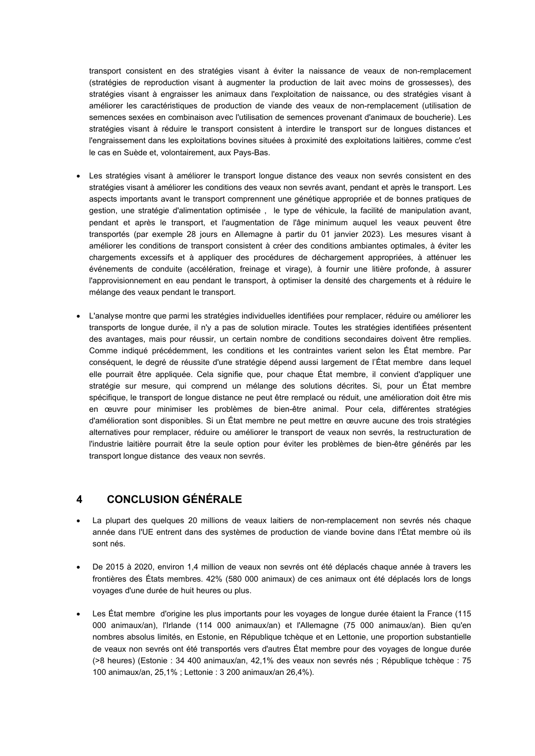transport consistent en des stratégies visant à éviter la naissance de veaux de non-remplacement (stratégies de reproduction visant à augmenter la production de lait avec moins de grossesses), des stratégies visant à engraisser les animaux dans l'exploitation de naissance, ou des stratégies visant à améliorer les caractéristiques de production de viande des veaux de non-remplacement (utilisation de semences sexées en combinaison avec l'utilisation de semences provenant d'animaux de boucherie). Les stratégies visant à réduire le transport consistent à interdire le transport sur de longues distances et l'engraissement dans les exploitations bovines situées à proximité des exploitations laitières, comme c'est le cas en Suède et, volontairement, aux Pays-Bas.

- Les stratégies visant à améliorer le transport longue distance des veaux non sevrés consistent en des stratégies visant à améliorer les conditions des veaux non sevrés avant, pendant et après le transport. Les aspects importants avant le transport comprennent une génétique appropriée et de bonnes pratiques de gestion, une stratégie d'alimentation optimisée , le type de véhicule, la facilité de manipulation avant, pendant et après le transport, et l'augmentation de l'âge minimum auquel les veaux peuvent être transportés (par exemple 28 jours en Allemagne à partir du 01 janvier 2023). Les mesures visant à améliorer les conditions de transport consistent à créer des conditions ambiantes optimales, à éviter les chargements excessifs et à appliquer des procédures de déchargement appropriées, à atténuer les événements de conduite (accélération, freinage et virage), à fournir une litière profonde, à assurer l'approvisionnement en eau pendant le transport, à optimiser la densité des chargements et à réduire le mélange des veaux pendant le transport.

- L'analyse montre que parmi les stratégies individuelles identifiées pour remplacer, réduire ou améliorer les transports de longue durée, il n'y a pas de solution miracle. Toutes les stratégies identifiées présentent des avantages, mais pour réussir, un certain nombre de conditions secondaires doivent être remplies. Comme indiqué précédemment, les conditions et les contraintes varient selon les État membre. Par conséquent, le degré de réussite d'une stratégie dépend aussi largement de l'État membre dans lequel elle pourrait être appliquée. Cela signifie que, pour chaque État membre, il convient d'appliquer une stratégie sur mesure, qui comprend un mélange des solutions décrites. Si, pour un État membre spécifique, le transport de longue distance ne peut être remplacé ou réduit, une amélioration doit être mis en œuvre pour minimiser les problèmes de bien-être animal. Pour cela, différentes stratégies d'amélioration sont disponibles. Si un État membre ne peut mettre en œuvre aucune des trois stratégies alternatives pour remplacer, réduire ou améliorer le transport de veaux non sevrés, la restructuration de l'industrie laitière pourrait être la seule option pour éviter les problèmes de bien-être générés par les transport longue distance des veaux non sevrés.

## 4 CONCLUSION GÉNÉRALE

- La plupart des quelques 20 millions de veaux laitiers de non-remplacement non sevrés nés chaque année dans l'UE entrent dans des systèmes de production de viande bovine dans l'État membre où ils sont nés.

- De 2015 à 2020, environ 1,4 million de veaux non sevrés ont été déplacés chaque année à travers les frontières des États membres. 42% (580 000 animaux) de ces animaux ont été déplacés lors de longs voyages d'une durée de huit heures ou plus.

- Les État membre d'origine les plus importants pour les voyages de longue durée étaient la France (115 000 animaux/an), l'Irlande (114 000 animaux/an) et l'Allemagne (75 000 animaux/an). Bien qu'en nombres absolus limités, en Estonie, en République tchèque et en Lettonie, une proportion substantielle de veaux non sevrés ont été transportés vers d'autres État membre pour des voyages de longue durée (>8 heures) (Estonie : 34 400 animaux/an, 42,1% des veaux non sevrés nés ; République tchèque : 75 100 animaux/an, 25,1% ; Lettonie : 3 200 animaux/an 26,4%).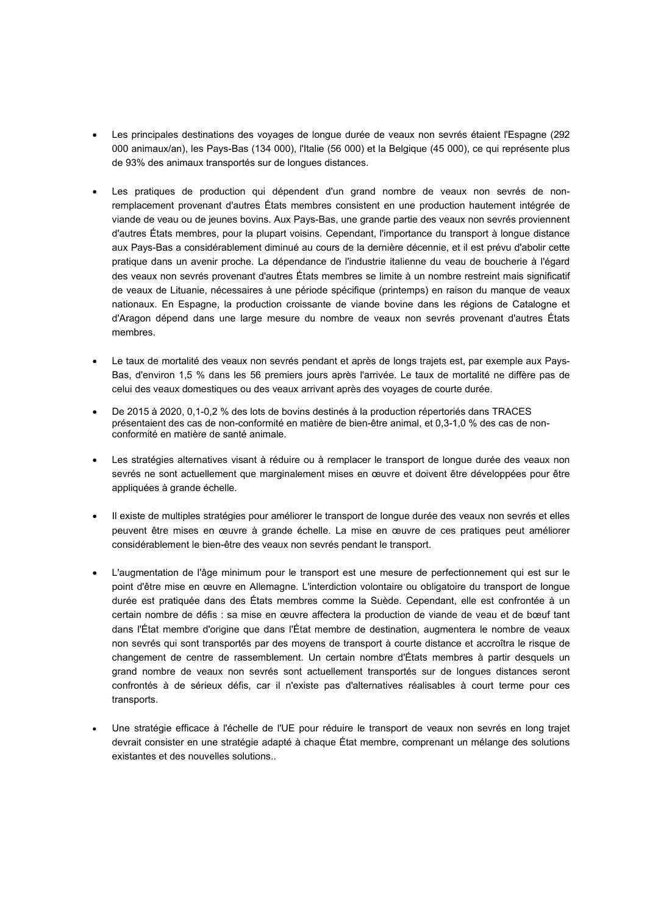- Les principales destinations des voyages de longue durée de veaux non sevrés étaient l'Espagne (292 000 animaux/an), les Pays-Bas (134 000), l'Italie (56 000) et la Belgique (45 000), ce qui représente plus de 93% des animaux transportés sur de longues distances.

- Les pratiques de production qui dépendent d'un grand nombre de veaux non sevrés de non-remplacement provenant d'autres États membres consistent en une production hautement intégrée de viande de veau ou de jeunes bovins. Aux Pays-Bas, une grande partie des veaux non sevrés proviennent d'autres États membres, pour la plupart voisins. Cependant, l'importance du transport à longue distance aux Pays-Bas a considérablement diminué au cours de la dernière décennie, et il est prévu d'abolir cette pratique dans un avenir proche. La dépendance de l'industrie italienne du veau de boucherie à l'égard des veaux non sevrés provenant d'autres États membres se limite à un nombre restreint mais significatif de veaux de Lituanie, nécessaires à une période spécifique (printemps) en raison du manque de veaux nationaux. En Espagne, la production croissante de viande bovine dans les régions de Catalogne et d'Aragon dépend dans une large mesure du nombre de veaux non sevrés provenant d'autres États membres.

- Le taux de mortalité des veaux non sevrés pendant et après de longs trajets est, par exemple aux Pays-Bas, d'environ 1,5 % dans les 56 premiers jours après l'arrivée. Le taux de mortalité ne diffère pas de celui des veaux domestiques ou des veaux arrivant après des voyages de courte durée.

- De 2015 à 2020, 0,1-0,2 % des lots de bovins destinés à la production répertoriés dans TRACES présentaient des cas de non-conformité en matière de bien-être animal, et 0,3-1,0 % des cas de non-conformité en matière de santé animale.

- Les stratégies alternatives visant à réduire ou à remplacer le transport de longue durée des veaux non sevrés ne sont actuellement que marginalement mises en œuvre et doivent être développées pour être appliquées à grande échelle.

- Il existe de multiples stratégies pour améliorer le transport de longue durée des veaux non sevrés et elles peuvent être mises en œuvre à grande échelle. La mise en œuvre de ces pratiques peut améliorer considérablement le bien-être des veaux non sevrés pendant le transport.

- L'augmentation de l'âge minimum pour le transport est une mesure de perfectionnement qui est sur le point d'être mise en œuvre en Allemagne. L'interdiction volontaire ou obligatoire du transport de longue durée est pratiquée dans des États membres comme la Suède. Cependant, elle est confrontée à un certain nombre de défis : sa mise en œuvre affectera la production de viande de veau et de bœuf tant dans l'État membre d'origine que dans l'État membre de destination, augmentera le nombre de veaux non sevrés qui sont transportés par des moyens de transport à courte distance et accroîtra le risque de changement de centre de rassemblement. Un certain nombre d'États membres à partir desquels un grand nombre de veaux non sevrés sont actuellement transportés sur de longues distances seront confrontés à de sérieux défis, car il n'existe pas d'alternatives réalisables à court terme pour ces transports.

- Une stratégie efficace à l'échelle de l'UE pour réduire le transport de veaux non sevrés en long trajet devrait consister en une stratégie adapté à chaque État membre, comprenant un mélange des solutions existantes et des nouvelles solutions..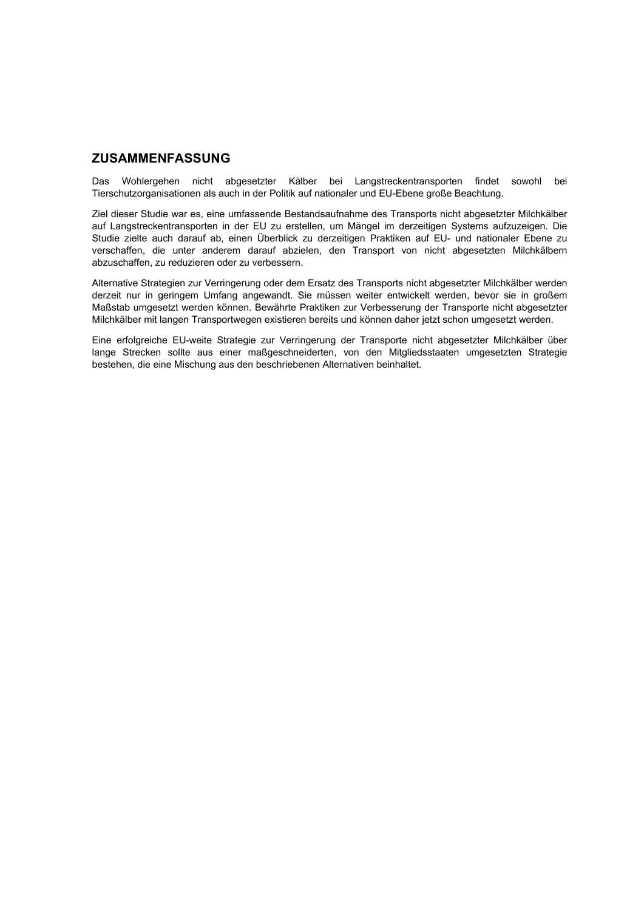## ZUSAMMENFASSUNG

Das Wohlergehen nicht abgesetzter Kälber bei Langstreckentransporten findet sowohl bei Tierschutzorganisationen als auch in der Politik auf nationaler und EU-Ebene große Beachtung.

Ziel dieser Studie war es, eine umfassende Bestandsaufnahme des Transports nicht abgesetzter Milchkälber auf Langstreckentransporten in der EU zu erstellen, um Mängel im derzeitigen Systems aufzuzeigen. Die Studie zielte auch darauf ab, einen Überblick zu derzeitigen Praktiken auf EU- und nationaler Ebene zu verschaffen, die unter anderem darauf abzielen, den Transport von nicht abgesetzten Milchkälbern abzuschaffen, zu reduzieren oder zu verbessern.

Alternative Strategien zur Verringerung oder dem Ersatz des Transports nicht abgesetzter Milchkälber werden derzeit nur in geringem Umfang angewandt. Sie müssen weiter entwickelt werden, bevor sie in großem Maßstab umgesetzt werden können. Bewährte Praktiken zur Verbesserung der Transporte nicht abgesetzter Milchkälber mit langen Transportwegen existieren bereits und können daher jetzt schon umgesetzt werden.

Eine erfolgreiche EU-weite Strategie zur Verringerung der Transporte nicht abgesetzter Milchkälber über lange Strecken sollte aus einer maßgeschneiderten, von den Mitgliedsstaaten umgesetzten Strategie bestehen, die eine Mischung aus den beschriebenen Alternativen beinhaltet.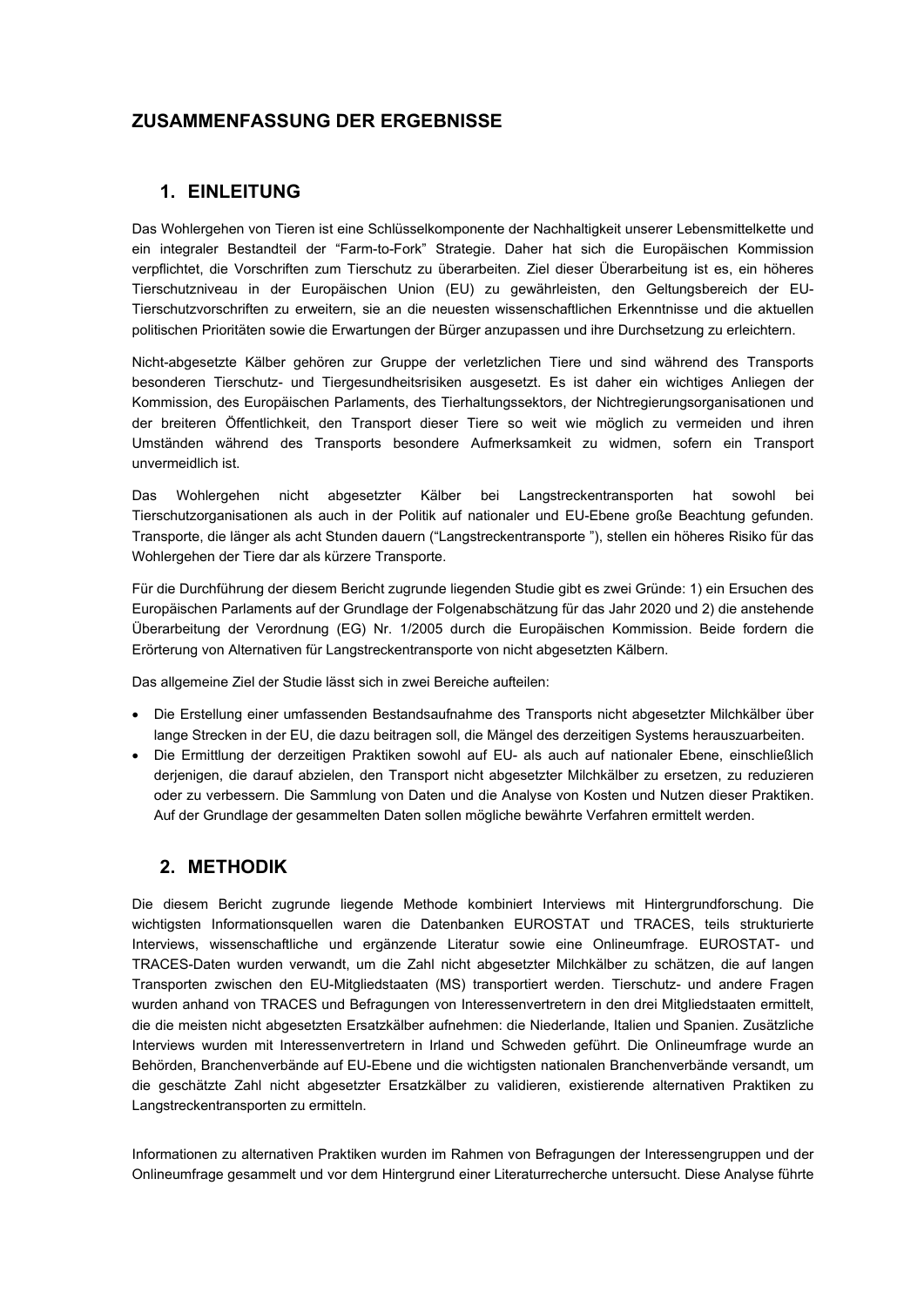## ZUSAMMENFASSUNG DER ERGEBNISSE

### 1. EINLEITUNG

Das Wohlergehen von Tieren ist eine Schlüsselkomponente der Nachhaltigkeit unserer Lebensmittelkette und ein integraler Bestandteil der "Farm-to-Fork" Strategie. Daher hat sich die Europäischen Kommission verpflichtet, die Vorschriften zum Tierschutz zu überarbeiten. Ziel dieser Überarbeitung ist es, ein höheres Tierschutzniveau in der Europäischen Union (EU) zu gewährleisten, den Geltungsbereich der EU-Tierschutzvorschriften zu erweitern, sie an die neuesten wissenschaftlichen Erkenntnisse und die aktuellen politischen Prioritäten sowie die Erwartungen der Bürger anzupassen und ihre Durchsetzung zu erleichtern.

Nicht-abgesetzte Kälber gehören zur Gruppe der verletzlichen Tiere und sind während des Transports besonderen Tierschutz- und Tiergesundheitsrisiken ausgesetzt. Es ist daher ein wichtiges Anliegen der Kommission, des Europäischen Parlaments, des Tierhaltungssektors, der Nichtregierungsorganisationen und der breiteren Öffentlichkeit, den Transport dieser Tiere so weit wie möglich zu vermeiden und ihren Umständen während des Transports besondere Aufmerksamkeit zu widmen, sofern ein Transport unvermeidlich ist.

Das Wohlergehen nicht abgesetzter Kälber bei Langstreckentransporten hat sowohl bei Tierschutzorganisationen als auch in der Politik auf nationaler und EU-Ebene große Beachtung gefunden. Transporte, die länger als acht Stunden dauern ("Langstreckentransporte "), stellen ein höheres Risiko für das Wohlergehen der Tiere dar als kürzere Transporte.

Für die Durchführung der diesem Bericht zugrunde liegenden Studie gibt es zwei Gründe: 1) ein Ersuchen des Europäischen Parlaments auf der Grundlage der Folgenabschätzung für das Jahr 2020 und 2) die anstehende Überarbeitung der Verordnung (EG) Nr. 1/2005 durch die Europäischen Kommission. Beide fordern die Erörterung von Alternativen für Langstreckentransporte von nicht abgesetzten Kälbern.

Das allgemeine Ziel der Studie lässt sich in zwei Bereiche aufteilen:

- Die Erstellung einer umfassenden Bestandsaufnahme des Transports nicht abgesetzter Milchkälber über lange Strecken in der EU, die dazu beitragen soll, die Mängel des derzeitigen Systems herauszuarbeiten.
- Die Ermittlung der derzeitigen Praktiken sowohl auf EU- als auch auf nationaler Ebene, einschließlich derjenigen, die darauf abzielen, den Transport nicht abgesetzter Milchkälber zu ersetzen, zu reduzieren oder zu verbessern. Die Sammlung von Daten und die Analyse von Kosten und Nutzen dieser Praktiken. Auf der Grundlage der gesammelten Daten sollen mögliche bewährte Verfahren ermittelt werden.

### 2. METHODIK

Die diesem Bericht zugrunde liegende Methode kombiniert Interviews mit Hintergrundforschung. Die wichtigsten Informationsquellen waren die Datenbanken EUROSTAT und TRACES, teils strukturierte Interviews, wissenschaftliche und ergänzende Literatur sowie eine Onlineumfrage. EUROSTAT- und TRACES-Daten wurden verwandt, um die Zahl nicht abgesetzter Milchkälber zu schätzen, die auf langen Transporten zwischen den EU-Mitgliedstaaten (MS) transportiert werden. Tierschutz- und andere Fragen wurden anhand von TRACES und Befragungen von Interessenvertretern in den drei Mitgliedstaaten ermittelt, die die meisten nicht abgesetzten Ersatzkälber aufnehmen: die Niederlande, Italien und Spanien. Zusätzliche Interviews wurden mit Interessenvertretern in Irland und Schweden geführt. Die Onlineumfrage wurde an Behörden, Branchenverbände auf EU-Ebene und die wichtigsten nationalen Branchenverbände versandt, um die geschätzte Zahl nicht abgesetzter Ersatzkälber zu validieren, existierende alternativen Praktiken zu Langstreckentransporten zu ermitteln.

Informationen zu alternativen Praktiken wurden im Rahmen von Befragungen der Interessengruppen und der Onlineumfrage gesammelt und vor dem Hintergrund einer Literaturrecherche untersucht. Diese Analyse führte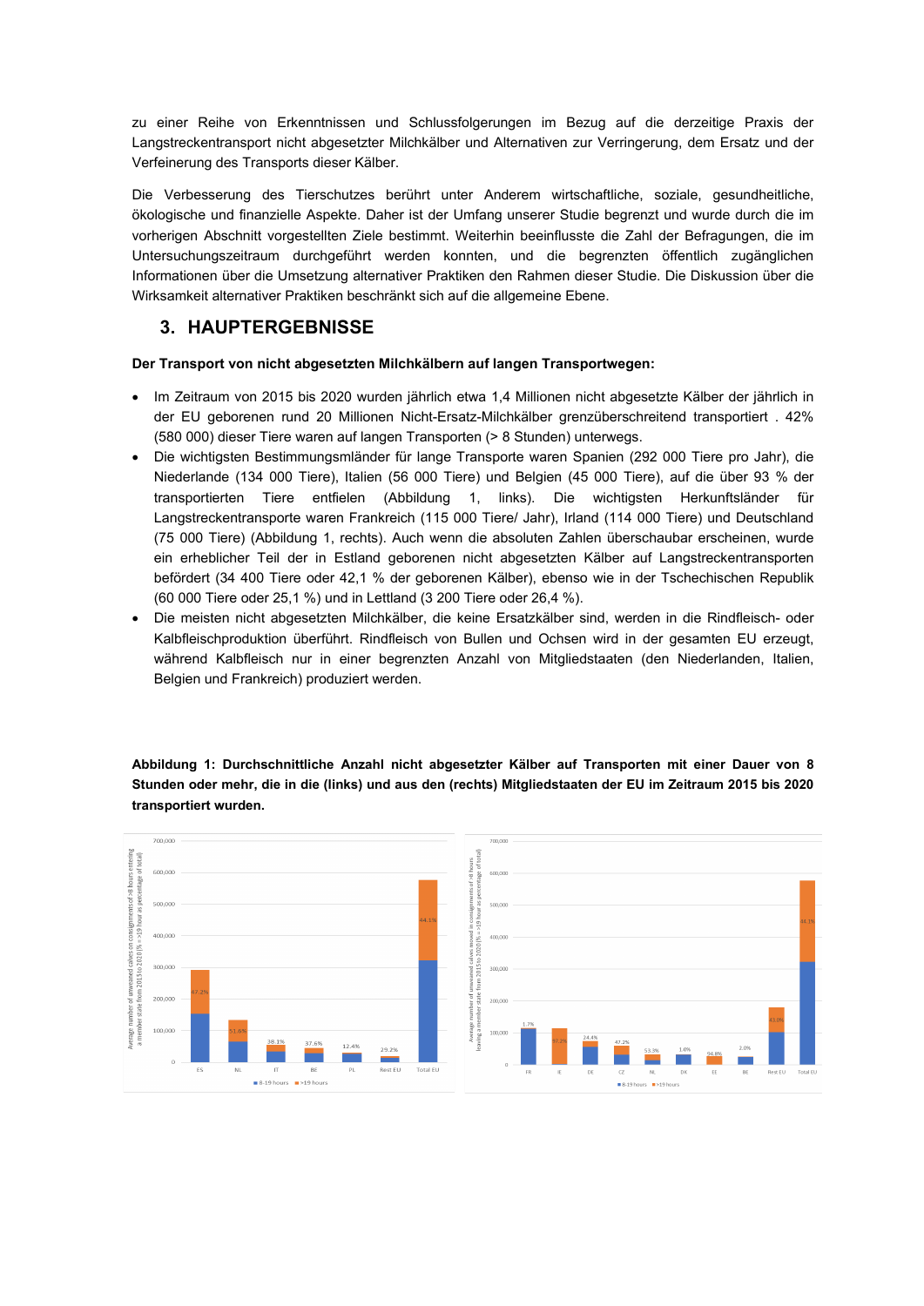zu einer Reihe von Erkenntnissen und Schlussfolgerungen im Bezug auf die derzeitige Praxis der Langstreckentransport nicht abgesetzter Milchkälber und Alternativen zur Verringerung, dem Ersatz und der Verfeinerung des Transports dieser Kälber.

Die Verbesserung des Tierschutzes berührt unter Anderem wirtschaftliche, soziale, gesundheitliche, ökologische und finanzielle Aspekte. Daher ist der Umfang unserer Studie begrenzt und wurde durch die im vorherigen Abschnitt vorgestellten Ziele bestimmt. Weiterhin beeinflusste die Zahl der Befragungen, die im Untersuchungszeitraum durchgeführt werden konnten, und die begrenzten öffentlich zugänglichen Informationen über die Umsetzung alternativer Praktiken den Rahmen dieser Studie. Die Diskussion über die Wirksamkeit alternativer Praktiken beschränkt sich auf die allgemeine Ebene.

## 3. HAUPTERGEBNISSE

**Der Transport von nicht abgesetzten Milchkälbern auf langen Transportwegen:**

- Im Zeitraum von 2015 bis 2020 wurden jährlich etwa 1,4 Millionen nicht abgesetzte Kälber der jährlich in der EU geborenen rund 20 Millionen Nicht-Ersatz-Milchkälber grenzüberschreitend transportiert . 42% (580 000) dieser Tiere waren auf langen Transporten (> 8 Stunden) unterwegs.
- Die wichtigsten Bestimmungsmländer für lange Transporte waren Spanien (292 000 Tiere pro Jahr), die Niederlande (134 000 Tiere), Italien (56 000 Tiere) und Belgien (45 000 Tiere), auf die über 93 % der transportierten Tiere entfielen (Abbildung 1, links). Die wichtigsten Herkunftsländer für Langstreckentransporte waren Frankreich (115 000 Tiere/ Jahr), Irland (114 000 Tiere) und Deutschland (75 000 Tiere) (Abbildung 1, rechts). Auch wenn die absoluten Zahlen überschaubar erscheinen, wurde ein erheblicher Teil der in Estland geborenen nicht abgesetzten Kälber auf Langstreckentransporten befördert (34 400 Tiere oder 42,1 % der geborenen Kälber), ebenso wie in der Tschechischen Republik (60 000 Tiere oder 25,1 %) und in Lettland (3 200 Tiere oder 26,4 %).
- Die meisten nicht abgesetzten Milchkälber, die keine Ersatzkälber sind, werden in die Rindfleisch- oder Kalbfleischproduktion überführt. Rindfleisch von Bullen und Ochsen wird in der gesamten EU erzeugt, während Kalbfleisch nur in einer begrenzten Anzahl von Mitgliedstaaten (den Niederlanden, Italien, Belgien und Frankreich) produziert werden.

**Abbildung 1: Durchschnittliche Anzahl nicht abgesetzter Kälber auf Transporten mit einer Dauer von 8 Stunden oder mehr, die in die (links) und aus den (rechts) Mitgliedstaaten der EU im Zeitraum 2015 bis 2020 transportiert wurden.**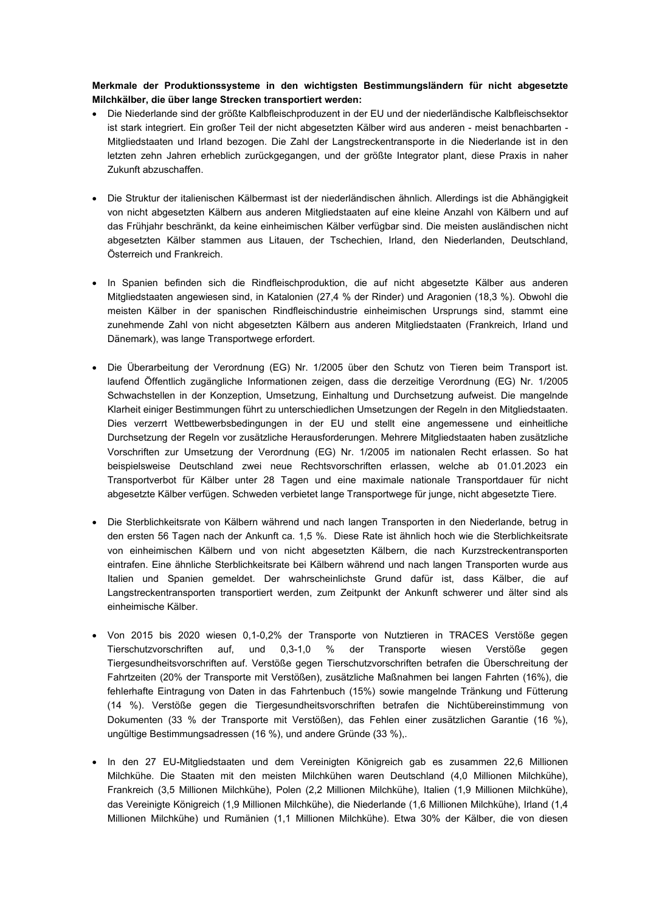**Merkmale der Produktionssysteme in den wichtigsten Bestimmungsländern für nicht abgesetzte Milchkälber, die über lange Strecken transportiert werden:**

- Die Niederlande sind der größte Kalbfleischproduzent in der EU und der niederländische Kalbfleischsektor ist stark integriert. Ein großer Teil der nicht abgesetzten Kälber wird aus anderen - meist benachbarten - Mitgliedstaaten und Irland bezogen. Die Zahl der Langstreckentransporte in die Niederlande ist in den letzten zehn Jahren erheblich zurückgegangen, und der größte Integrator plant, diese Praxis in naher Zukunft abzuschaffen.

- Die Struktur der italienischen Kälbermast ist der niederländischen ähnlich. Allerdings ist die Abhängigkeit von nicht abgesetzten Kälbern aus anderen Mitgliedstaaten auf eine kleine Anzahl von Kälbern und auf das Frühjahr beschränkt, da keine einheimischen Kälber verfügbar sind. Die meisten ausländischen nicht abgesetzten Kälber stammen aus Litauen, der Tschechien, Irland, den Niederlanden, Deutschland, Österreich und Frankreich.

- In Spanien befinden sich die Rindfleischproduktion, die auf nicht abgesetzte Kälber aus anderen Mitgliedstaaten angewiesen sind, in Katalonien (27,4 % der Rinder) und Aragonien (18,3 %). Obwohl die meisten Kälber in der spanischen Rindfleischindustrie einheimischen Ursprungs sind, stammt eine zunehmende Zahl von nicht abgesetzten Kälbern aus anderen Mitgliedstaaten (Frankreich, Irland und Dänemark), was lange Transportwege erfordert.

- Die Überarbeitung der Verordnung (EG) Nr. 1/2005 über den Schutz von Tieren beim Transport ist. laufend Öffentlich zugängliche Informationen zeigen, dass die derzeitige Verordnung (EG) Nr. 1/2005 Schwachstellen in der Konzeption, Umsetzung, Einhaltung und Durchsetzung aufweist. Die mangelnde Klarheit einiger Bestimmungen führt zu unterschiedlichen Umsetzungen der Regeln in den Mitgliedstaaten. Dies verzerrt Wettbewerbsbedingungen in der EU und stellt eine angemessene und einheitliche Durchsetzung der Regeln vor zusätzliche Herausforderungen. Mehrere Mitgliedstaaten haben zusätzliche Vorschriften zur Umsetzung der Verordnung (EG) Nr. 1/2005 im nationalen Recht erlassen. So hat beispielsweise Deutschland zwei neue Rechtsvorschriften erlassen, welche ab 01.01.2023 ein Transportverbot für Kälber unter 28 Tagen und eine maximale nationale Transportdauer für nicht abgesetzte Kälber verfügen. Schweden verbietet lange Transportwege für junge, nicht abgesetzte Tiere.

- Die Sterblichkeitsrate von Kälbern während und nach langen Transporten in den Niederlande, betrug in den ersten 56 Tagen nach der Ankunft ca. 1,5 %. Diese Rate ist ähnlich hoch wie die Sterblichkeitsrate von einheimischen Kälbern und von nicht abgesetzten Kälbern, die nach Kurzstreckentransporten eintrafen. Eine ähnliche Sterblichkeitsrate bei Kälbern während und nach langen Transporten wurde aus Italien und Spanien gemeldet. Der wahrscheinlichste Grund dafür ist, dass Kälber, die auf Langstreckentransporten transportiert werden, zum Zeitpunkt der Ankunft schwerer und älter sind als einheimische Kälber.

- Von 2015 bis 2020 wiesen 0,1-0,2% der Transporte von Nutztieren in TRACES Verstöße gegen Tierschutzvorschriften auf, und 0,3-1,0 % der Transporte wiesen Verstöße gegen Tiergesundheitsvorschriften auf. Verstöße gegen Tierschutzvorschriften betrafen die Überschreitung der Fahrtzeiten (20% der Transporte mit Verstößen), zusätzliche Maßnahmen bei langen Fahrten (16%), die fehlerhafte Eintragung von Daten in das Fahrtenbuch (15%) sowie mangelnde Tränkung und Fütterung (14 %). Verstöße gegen die Tiergesundheitsvorschriften betrafen die Nichtübereinstimmung von Dokumenten (33 % der Transporte mit Verstößen), das Fehlen einer zusätzlichen Garantie (16 %), ungültige Bestimmungsadressen (16 %), und andere Gründe (33 %),.

- In den 27 EU-Mitgliedstaaten und dem Vereinigten Königreich gab es zusammen 22,6 Millionen Milchkühe. Die Staaten mit den meisten Milchkühen waren Deutschland (4,0 Millionen Milchkühe), Frankreich (3,5 Millionen Milchkühe), Polen (2,2 Millionen Milchkühe), Italien (1,9 Millionen Milchkühe), das Vereinigte Königreich (1,9 Millionen Milchkühe), die Niederlande (1,6 Millionen Milchkühe), Irland (1,4 Millionen Milchkühe) und Rumänien (1,1 Millionen Milchkühe). Etwa 30% der Kälber, die von diesen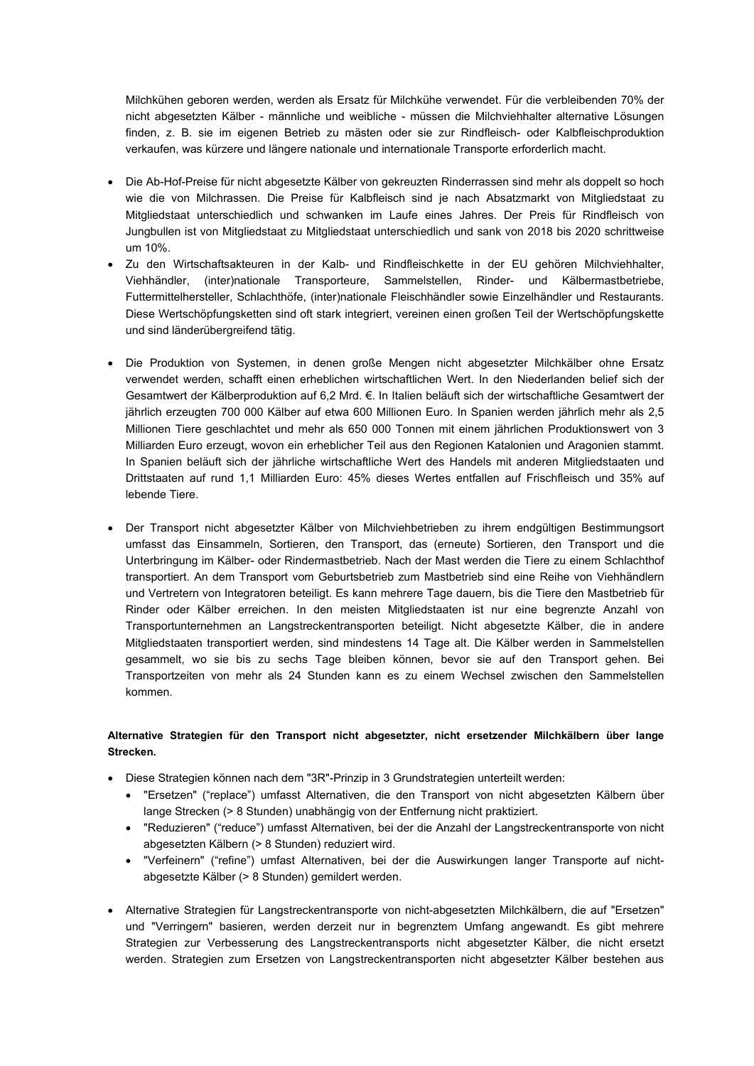Milchkühen geboren werden, werden als Ersatz für Milchkühe verwendet. Für die verbleibenden 70% der nicht abgesetzten Kälber - männliche und weibliche - müssen die Milchviehhalter alternative Lösungen finden, z. B. sie im eigenen Betrieb zu mästen oder sie zur Rindfleisch- oder Kalbfleischproduktion verkaufen, was kürzere und längere nationale und internationale Transporte erforderlich macht.

- Die Ab-Hof-Preise für nicht abgesetzte Kälber von gekreuzten Rinderrassen sind mehr als doppelt so hoch wie die von Milchrassen. Die Preise für Kalbfleisch sind je nach Absatzmarkt von Mitgliedstaat zu Mitgliedstaat unterschiedlich und schwanken im Laufe eines Jahres. Der Preis für Rindfleisch von Jungbullen ist von Mitgliedstaat zu Mitgliedstaat unterschiedlich und sank von 2018 bis 2020 schrittweise um 10%.
- Zu den Wirtschaftsakteuren in der Kalb- und Rindfleischkette in der EU gehören Milchviehhalter, Viehhändler, (inter)nationale Transporteure, Sammelstellen, Rinder- und Kälbermastbetriebe, Futtermittelhersteller, Schlachthöfe, (inter)nationale Fleischhändler sowie Einzelhändler und Restaurants. Diese Wertschöpfungsketten sind oft stark integriert, vereinen einen großen Teil der Wertschöpfungskette und sind länderübergreifend tätig.

- Die Produktion von Systemen, in denen große Mengen nicht abgesetzter Milchkälber ohne Ersatz verwendet werden, schafft einen erheblichen wirtschaftlichen Wert. In den Niederlanden belief sich der Gesamtwert der Kälberproduktion auf 6,2 Mrd. €. In Italien beläuft sich der wirtschaftliche Gesamtwert der jährlich erzeugten 700 000 Kälber auf etwa 600 Millionen Euro. In Spanien werden jährlich mehr als 2,5 Millionen Tiere geschlachtet und mehr als 650 000 Tonnen mit einem jährlichen Produktionswert von 3 Milliarden Euro erzeugt, wovon ein erheblicher Teil aus den Regionen Katalonien und Aragonien stammt. In Spanien beläuft sich der jährliche wirtschaftliche Wert des Handels mit anderen Mitgliedstaaten und Drittstaaten auf rund 1,1 Milliarden Euro: 45% dieses Wertes entfallen auf Frischfleisch und 35% auf lebende Tiere.

- Der Transport nicht abgesetzter Kälber von Milchviehbetrieben zu ihrem endgültigen Bestimmungsort umfasst das Einsammeln, Sortieren, den Transport, das (erneute) Sortieren, den Transport und die Unterbringung im Kälber- oder Rindermastbetrieb. Nach der Mast werden die Tiere zu einem Schlachthof transportiert. An dem Transport vom Geburtsbetrieb zum Mastbetrieb sind eine Reihe von Viehhändlern und Vertretern von Integratoren beteiligt. Es kann mehrere Tage dauern, bis die Tiere den Mastbetrieb für Rinder oder Kälber erreichen. In den meisten Mitgliedstaaten ist nur eine begrenzte Anzahl von Transportunternehmen an Langstreckentransporten beteiligt. Nicht abgesetzte Kälber, die in andere Mitgliedstaaten transportiert werden, sind mindestens 14 Tage alt. Die Kälber werden in Sammelstellen gesammelt, wo sie bis zu sechs Tage bleiben können, bevor sie auf den Transport gehen. Bei Transportzeiten von mehr als 24 Stunden kann es zu einem Wechsel zwischen den Sammelstellen kommen.

**Alternative Strategien für den Transport nicht abgesetzter, nicht ersetzender Milchkälbern über lange Strecken.**

- Diese Strategien können nach dem "3R"-Prinzip in 3 Grundstrategien unterteilt werden:
  - "Ersetzen" ("replace") umfasst Alternativen, die den Transport von nicht abgesetzten Kälbern über lange Strecken (> 8 Stunden) unabhängig von der Entfernung nicht praktiziert.
  - "Reduzieren" ("reduce") umfasst Alternativen, bei der die Anzahl der Langstreckentransporte von nicht abgesetzten Kälbern (> 8 Stunden) reduziert wird.
  - "Verfeinern" ("refine") umfast Alternativen, bei der die Auswirkungen langer Transporte auf nicht-abgesetzte Kälber (> 8 Stunden) gemildert werden.

- Alternative Strategien für Langstreckentransporte von nicht-abgesetzten Milchkälbern, die auf "Ersetzen" und "Verringern" basieren, werden derzeit nur in begrenztem Umfang angewandt. Es gibt mehrere Strategien zur Verbesserung des Langstreckentransports nicht abgesetzter Kälber, die nicht ersetzt werden. Strategien zum Ersetzen von Langstreckentransporten nicht abgesetzter Kälber bestehen aus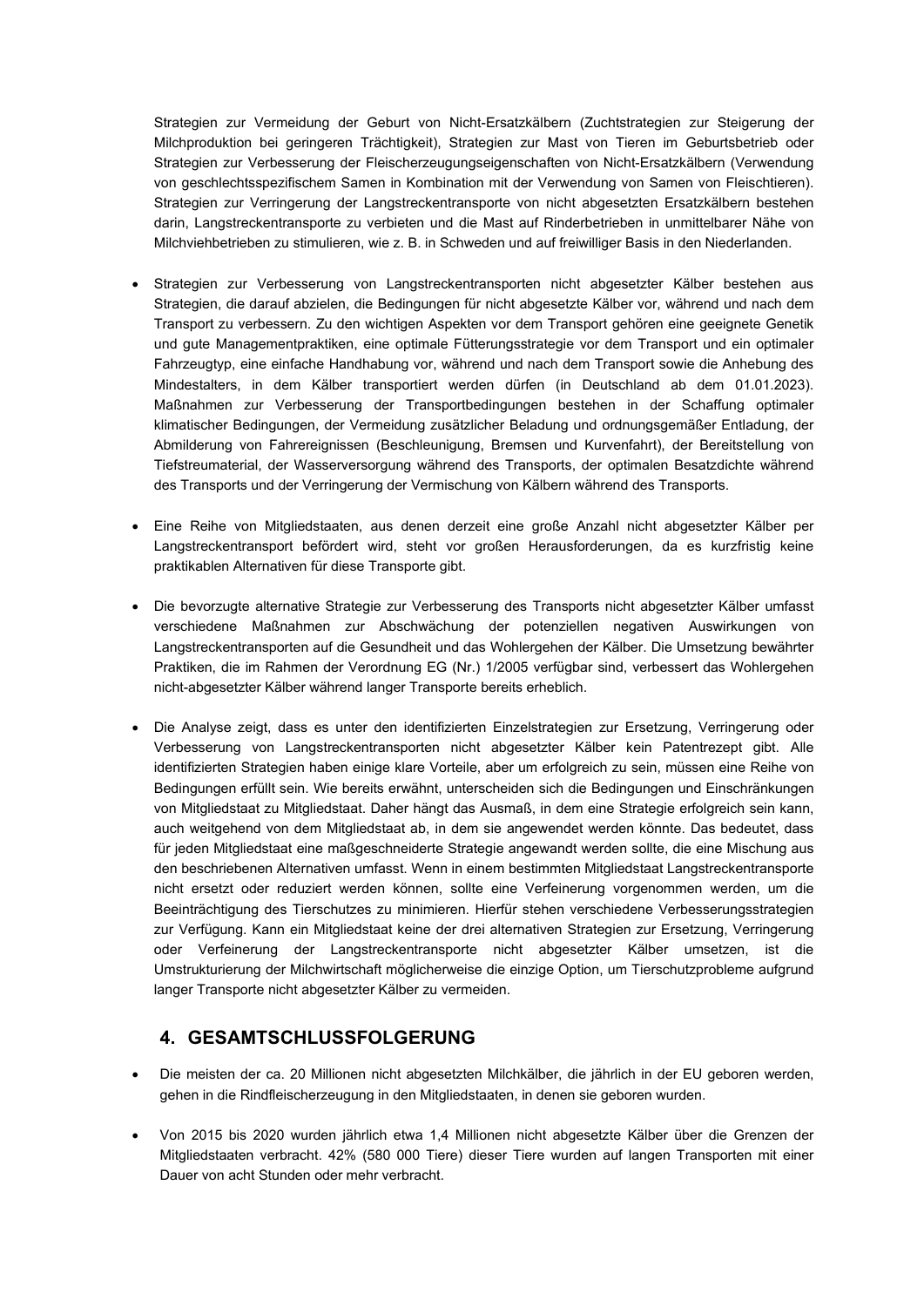Strategien zur Vermeidung der Geburt von Nicht-Ersatzkälbern (Zuchtstrategien zur Steigerung der Milchproduktion bei geringeren Trächtigkeit), Strategien zur Mast von Tieren im Geburtsbetrieb oder Strategien zur Verbesserung der Fleischerzeugungseigenschaften von Nicht-Ersatzkälbern (Verwendung von geschlechtsspezifischem Samen in Kombination mit der Verwendung von Samen von Fleischtieren). Strategien zur Verringerung der Langstreckentransporte von nicht abgesetzten Ersatzkälbern bestehen darin, Langstreckentransporte zu verbieten und die Mast auf Rinderbetrieben in unmittelbarer Nähe von Milchviehbetrieben zu stimulieren, wie z. B. in Schweden und auf freiwilliger Basis in den Niederlanden.

- Strategien zur Verbesserung von Langstreckentransporten nicht abgesetzter Kälber bestehen aus Strategien, die darauf abzielen, die Bedingungen für nicht abgesetzte Kälber vor, während und nach dem Transport zu verbessern. Zu den wichtigen Aspekten vor dem Transport gehören eine geeignete Genetik und gute Managementpraktiken, eine optimale Fütterungsstrategie vor dem Transport und ein optimaler Fahrzeugtyp, eine einfache Handhabung vor, während und nach dem Transport sowie die Anhebung des Mindestalters, in dem Kälber transportiert werden dürfen (in Deutschland ab dem 01.01.2023). Maßnahmen zur Verbesserung der Transportbedingungen bestehen in der Schaffung optimaler klimatischer Bedingungen, der Vermeidung zusätzlicher Beladung und ordnungsgemäßer Entladung, der Abmilderung von Fahrereignissen (Beschleunigung, Bremsen und Kurvenfahrt), der Bereitstellung von Tiefstreumaterial, der Wasserversorgung während des Transports, der optimalen Besatzdichte während des Transports und der Verringerung der Vermischung von Kälbern während des Transports.

- Eine Reihe von Mitgliedstaaten, aus denen derzeit eine große Anzahl nicht abgesetzter Kälber per Langstreckentransport befördert wird, steht vor großen Herausforderungen, da es kurzfristig keine praktikablen Alternativen für diese Transporte gibt.

- Die bevorzugte alternative Strategie zur Verbesserung des Transports nicht abgesetzter Kälber umfasst verschiedene Maßnahmen zur Abschwächung der potenziellen negativen Auswirkungen von Langstreckentransporten auf die Gesundheit und das Wohlergehen der Kälber. Die Umsetzung bewährter Praktiken, die im Rahmen der Verordnung EG (Nr.) 1/2005 verfügbar sind, verbessert das Wohlergehen nicht-abgesetzter Kälber während langer Transporte bereits erheblich.

- Die Analyse zeigt, dass es unter den identifizierten Einzelstrategien zur Ersetzung, Verringerung oder Verbesserung von Langstreckentransporten nicht abgesetzter Kälber kein Patentrezept gibt. Alle identifizierten Strategien haben einige klare Vorteile, aber um erfolgreich zu sein, müssen eine Reihe von Bedingungen erfüllt sein. Wie bereits erwähnt, unterscheiden sich die Bedingungen und Einschränkungen von Mitgliedstaat zu Mitgliedstaat. Daher hängt das Ausmaß, in dem eine Strategie erfolgreich sein kann, auch weitgehend von dem Mitgliedstaat ab, in dem sie angewendet werden könnte. Das bedeutet, dass für jeden Mitgliedstaat eine maßgeschneiderte Strategie angewandt werden sollte, die eine Mischung aus den beschriebenen Alternativen umfasst. Wenn in einem bestimmten Mitgliedstaat Langstreckentransporte nicht ersetzt oder reduziert werden können, sollte eine Verfeinerung vorgenommen werden, um die Beeinträchtigung des Tierschutzes zu minimieren. Hierfür stehen verschiedene Verbesserungsstrategien zur Verfügung. Kann ein Mitgliedstaat keine der drei alternativen Strategien zur Ersetzung, Verringerung oder Verfeinerung der Langstreckentransporte nicht abgesetzter Kälber umsetzen, ist die Umstrukturierung der Milchwirtschaft möglicherweise die einzige Option, um Tierschutzprobleme aufgrund langer Transporte nicht abgesetzter Kälber zu vermeiden.

## 4. GESAMTSCHLUSSFOLGERUNG

- Die meisten der ca. 20 Millionen nicht abgesetzten Milchkälber, die jährlich in der EU geboren werden, gehen in die Rindfleischerzeugung in den Mitgliedstaaten, in denen sie geboren wurden.

- Von 2015 bis 2020 wurden jährlich etwa 1,4 Millionen nicht abgesetzte Kälber über die Grenzen der Mitgliedstaaten verbracht. 42% (580 000 Tiere) dieser Tiere wurden auf langen Transporten mit einer Dauer von acht Stunden oder mehr verbracht.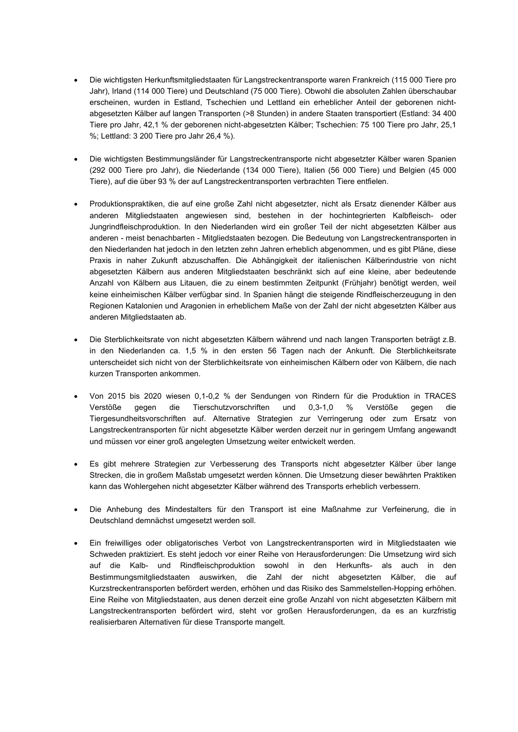- Die wichtigsten Herkunftsmitgliedstaaten für Langstreckentransporte waren Frankreich (115 000 Tiere pro Jahr), Irland (114 000 Tiere) und Deutschland (75 000 Tiere). Obwohl die absoluten Zahlen überschaubar erscheinen, wurden in Estland, Tschechien und Lettland ein erheblicher Anteil der geborenen nicht-abgesetzten Kälber auf langen Transporten (>8 Stunden) in andere Staaten transportiert (Estland: 34 400 Tiere pro Jahr, 42,1 % der geborenen nicht-abgesetzten Kälber; Tschechien: 75 100 Tiere pro Jahr, 25,1 %; Lettland: 3 200 Tiere pro Jahr 26,4 %).

- Die wichtigsten Bestimmungsländer für Langstreckentransporte nicht abgesetzter Kälber waren Spanien (292 000 Tiere pro Jahr), die Niederlande (134 000 Tiere), Italien (56 000 Tiere) und Belgien (45 000 Tiere), auf die über 93 % der auf Langstreckentransporten verbrachten Tiere entfielen.

- Produktionspraktiken, die auf eine große Zahl nicht abgesetzter, nicht als Ersatz dienender Kälber aus anderen Mitgliedstaaten angewiesen sind, bestehen in der hochintegrierten Kalbfleisch- oder Jungrindfleischproduktion. In den Niederlanden wird ein großer Teil der nicht abgesetzten Kälber aus anderen - meist benachbarten - Mitgliedstaaten bezogen. Die Bedeutung von Langstreckentransporten in den Niederlanden hat jedoch in den letzten zehn Jahren erheblich abgenommen, und es gibt Pläne, diese Praxis in naher Zukunft abzuschaffen. Die Abhängigkeit der italienischen Kälberindustrie von nicht abgesetzten Kälbern aus anderen Mitgliedstaaten beschränkt sich auf eine kleine, aber bedeutende Anzahl von Kälbern aus Litauen, die zu einem bestimmten Zeitpunkt (Frühjahr) benötigt werden, weil keine einheimischen Kälber verfügbar sind. In Spanien hängt die steigende Rindfleischerzeugung in den Regionen Katalonien und Aragonien in erheblichem Maße von der Zahl der nicht abgesetzten Kälber aus anderen Mitgliedstaaten ab.

- Die Sterblichkeitsrate von nicht abgesetzten Kälbern während und nach langen Transporten beträgt z.B. in den Niederlanden ca. 1,5 % in den ersten 56 Tagen nach der Ankunft. Die Sterblichkeitsrate unterscheidet sich nicht von der Sterblichkeitsrate von einheimischen Kälbern oder von Kälbern, die nach kurzen Transporten ankommen.

- Von 2015 bis 2020 wiesen 0,1-0,2 % der Sendungen von Rindern für die Produktion in TRACES Verstöße gegen die Tierschutzvorschriften und 0,3-1,0 % Verstöße gegen die Tiergesundheitsvorschriften auf. Alternative Strategien zur Verringerung oder zum Ersatz von Langstreckentransporten für nicht abgesetzte Kälber werden derzeit nur in geringem Umfang angewandt und müssen vor einer groß angelegten Umsetzung weiter entwickelt werden.

- Es gibt mehrere Strategien zur Verbesserung des Transports nicht abgesetzter Kälber über lange Strecken, die in großem Maßstab umgesetzt werden können. Die Umsetzung dieser bewährten Praktiken kann das Wohlergehen nicht abgesetzter Kälber während des Transports erheblich verbessern.

- Die Anhebung des Mindestalters für den Transport ist eine Maßnahme zur Verfeinerung, die in Deutschland demnächst umgesetzt werden soll.

- Ein freiwilliges oder obligatorisches Verbot von Langstreckentransporten wird in Mitgliedstaaten wie Schweden praktiziert. Es steht jedoch vor einer Reihe von Herausforderungen: Die Umsetzung wird sich auf die Kalb- und Rindfleischproduktion sowohl in den Herkunfts- als auch in den Bestimmungsmitgliedstaaten auswirken, die Zahl der nicht abgesetzten Kälber, die auf Kurzstreckentransporten befördert werden, erhöhen und das Risiko des Sammelstellen-Hopping erhöhen. Eine Reihe von Mitgliedstaaten, aus denen derzeit eine große Anzahl von nicht abgesetzten Kälbern mit Langstreckentransporten befördert wird, steht vor großen Herausforderungen, da es an kurzfristig realisierbaren Alternativen für diese Transporte mangelt.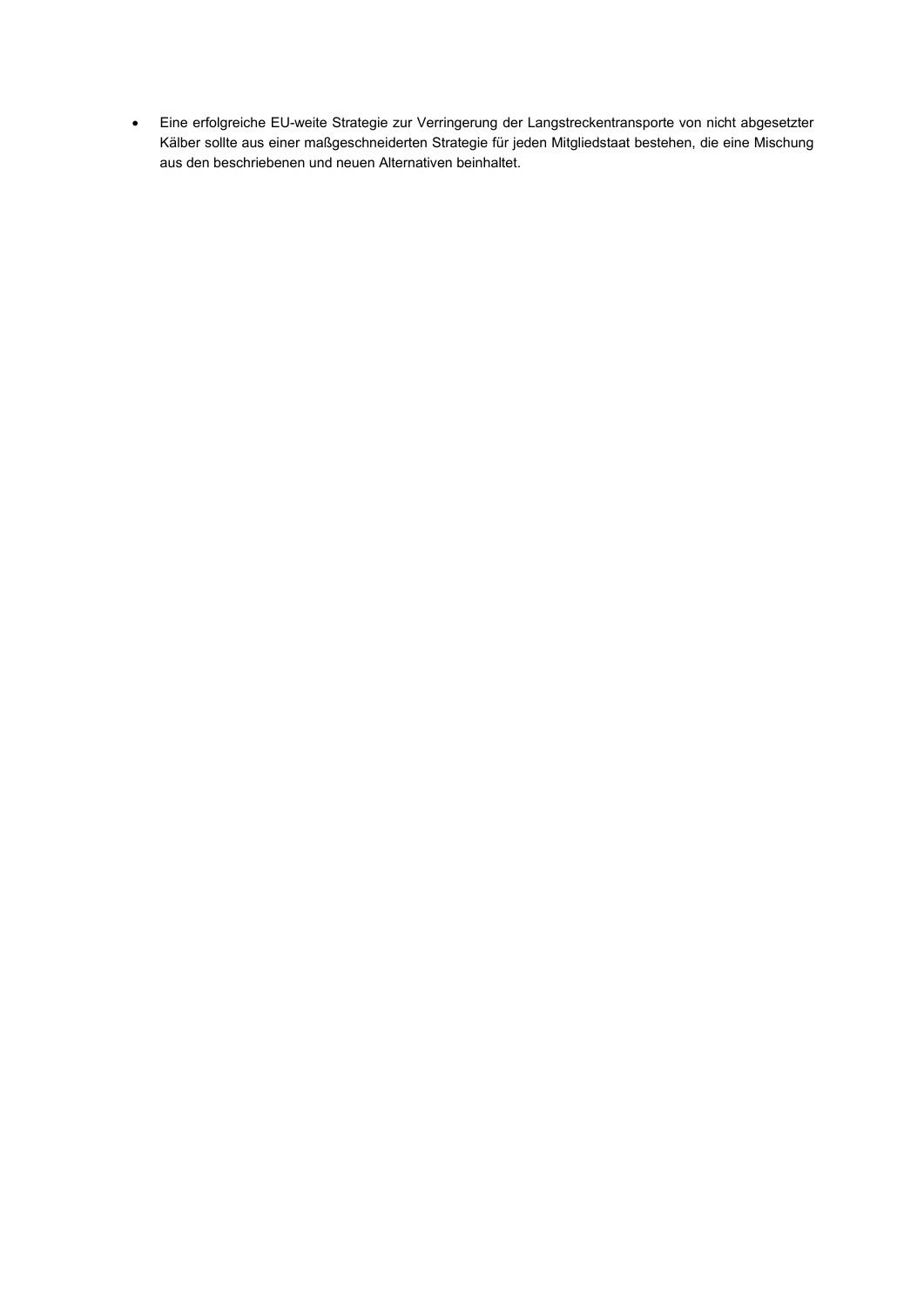- Eine erfolgreiche EU-weite Strategie zur Verringerung der Langstreckentransporte von nicht abgesetzter Kälber sollte aus einer maßgeschneiderten Strategie für jeden Mitgliedstaat bestehen, die eine Mischung aus den beschriebenen und neuen Alternativen beinhaltet.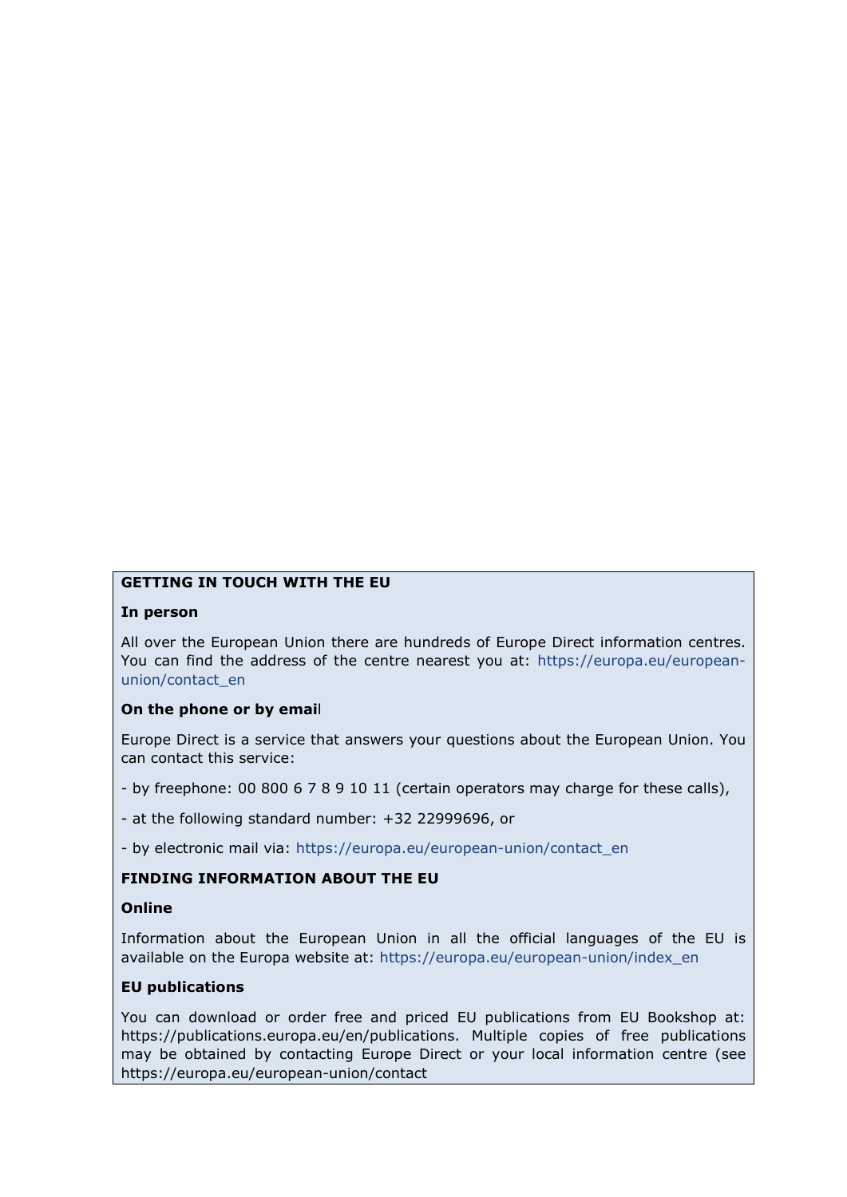**GETTING IN TOUCH WITH THE EU**

**In person**

All over the European Union there are hundreds of Europe Direct information centres. You can find the address of the centre nearest you at: https://europa.eu/european-union/contact_en

**On the phone or by email**

Europe Direct is a service that answers your questions about the European Union. You can contact this service:

- by freephone: 00 800 6 7 8 9 10 11 (certain operators may charge for these calls),

- at the following standard number: +32 22999696, or

- by electronic mail via: https://europa.eu/european-union/contact_en

**FINDING INFORMATION ABOUT THE EU**

**Online**

Information about the European Union in all the official languages of the EU is available on the Europa website at: https://europa.eu/european-union/index_en

**EU publications**

You can download or order free and priced EU publications from EU Bookshop at: https://publications.europa.eu/en/publications. Multiple copies of free publications may be obtained by contacting Europe Direct or your local information centre (see https://europa.eu/european-union/contact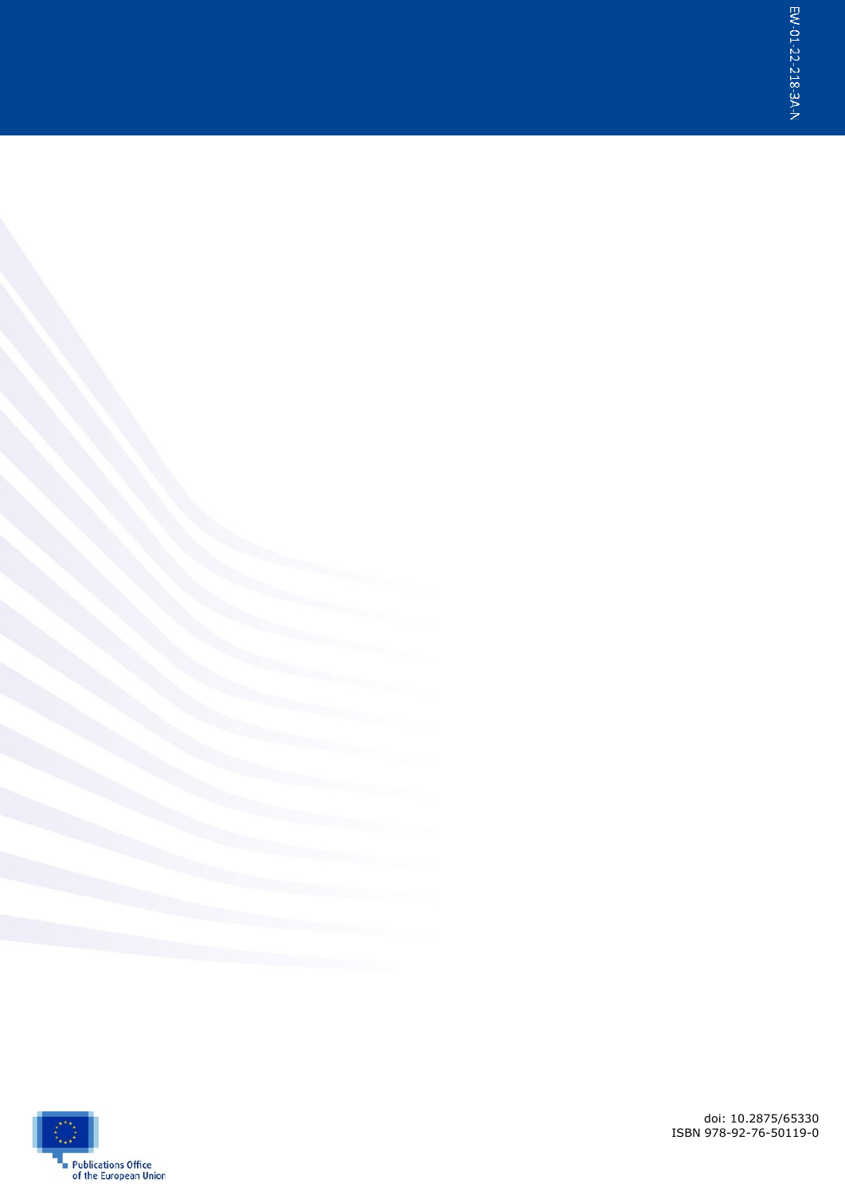EW-01-22-218-3A-N

doi: 10.2875/65330

ISBN 978-92-76-50119-0

Publications Office of the European Union